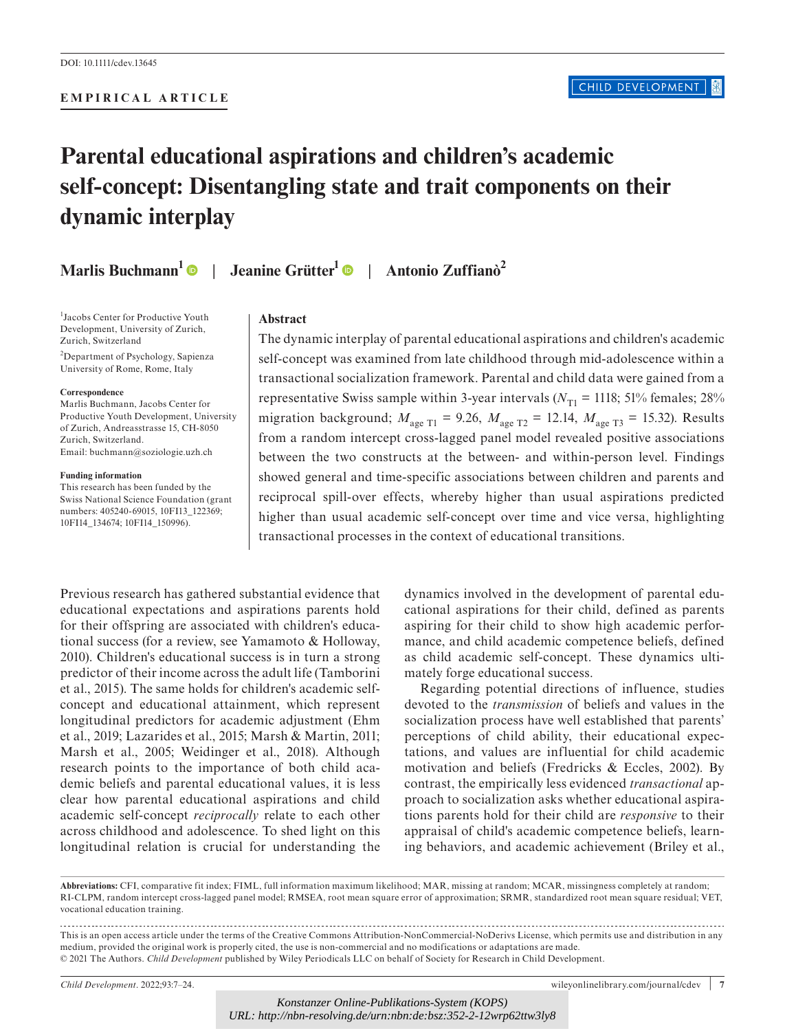DOI: 10.1111/cdev.13645

EMPIRICAL ARTICLE

# Parental educational aspirations and children's academic self-concept: Disentangling state and trait components on their dynamic interplay

**Marlis Buchmann[1]** | **Jeanine Grütter[1]** | **Antonio Zuffianò[2]**

[1]Jacobs Center for Productive Youth Development, University of Zurich, Zurich, Switzerland

[2]Department of Psychology, Sapienza University of Rome, Rome, Italy

**Correspondence**
Marlis Buchmann, Jacobs Center for Productive Youth Development, University of Zurich, Andreasstrasse 15, CH-8050 Zurich, Switzerland.
Email: buchmann@soziologie.uzh.ch

**Funding information**
This research has been funded by the Swiss National Science Foundation (grant numbers: 405240-69015, 10FI13_122369; 10FI14_134674; 10FI14_150996).

## Abstract

The dynamic interplay of parental educational aspirations and children's academic self-concept was examined from late childhood through mid-adolescence within a transactional socialization framework. Parental and child data were gained from a representative Swiss sample within 3-year intervals ($N_{T1}$ = 1118; 51% females; 28% migration background; $M_{age\ T1}$ = 9.26, $M_{age\ T2}$ = 12.14, $M_{age\ T3}$ = 15.32). Results from a random intercept cross-lagged panel model revealed positive associations between the two constructs at the between- and within-person level. Findings showed general and time-specific associations between children and parents and reciprocal spill-over effects, whereby higher than usual aspirations predicted higher than usual academic self-concept over time and vice versa, highlighting transactional processes in the context of educational transitions.

Previous research has gathered substantial evidence that educational expectations and aspirations parents hold for their offspring are associated with children's educational success (for a review, see Yamamoto & Holloway, 2010). Children's educational success is in turn a strong predictor of their income across the adult life (Tamborini et al., 2015). The same holds for children's academic self-concept and educational attainment, which represent longitudinal predictors for academic adjustment (Ehm et al., 2019; Lazarides et al., 2015; Marsh & Martin, 2011; Marsh et al., 2005; Weidinger et al., 2018). Although research points to the importance of both child academic beliefs and parental educational values, it is less clear how parental educational aspirations and child academic self-concept *reciprocally* relate to each other across childhood and adolescence. To shed light on this longitudinal relation is crucial for understanding the dynamics involved in the development of parental educational aspirations for their child, defined as parents aspiring for their child to show high academic performance, and child academic competence beliefs, defined as child academic self-concept. These dynamics ultimately forge educational success.

Regarding potential directions of influence, studies devoted to the *transmission* of beliefs and values in the socialization process have well established that parents' perceptions of child ability, their educational expectations, and values are influential for child academic motivation and beliefs (Fredricks & Eccles, 2002). By contrast, the empirically less evidenced *transactional* approach to socialization asks whether educational aspirations parents hold for their child are *responsive* to their appraisal of child's academic competence beliefs, learning behaviors, and academic achievement (Briley et al.,

**Abbreviations:** CFI, comparative fit index; FIML, full information maximum likelihood; MAR, missing at random; MCAR, missingness completely at random; RI-CLPM, random intercept cross-lagged panel model; RMSEA, root mean square error of approximation; SRMR, standardized root mean square residual; VET, vocational education training.

This is an open access article under the terms of the Creative Commons Attribution-NonCommercial-NoDerivs License, which permits use and distribution in any medium, provided the original work is properly cited, the use is non-commercial and no modifications or adaptations are made.
© 2021 The Authors. *Child Development* published by Wiley Periodicals LLC on behalf of Society for Research in Child Development.

*Konstanzer Online-Publikations-System (KOPS)*
*URL: http://nbn-resolving.de/urn:nbn:de:bsz:352-2-12wrp62ttw3ly8*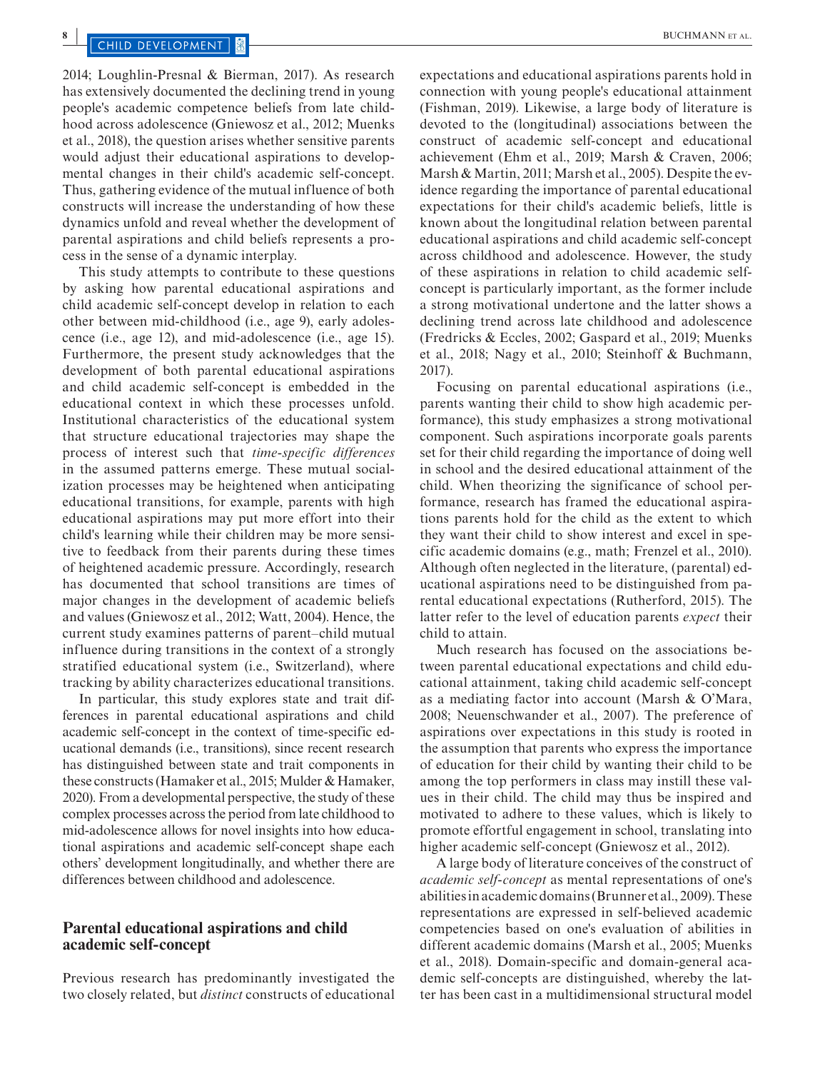2014; Loughlin-Presnal & Bierman, 2017). As research has extensively documented the declining trend in young people's academic competence beliefs from late childhood across adolescence (Gniewosz et al., 2012; Muenks et al., 2018), the question arises whether sensitive parents would adjust their educational aspirations to developmental changes in their child's academic self-concept. Thus, gathering evidence of the mutual influence of both constructs will increase the understanding of how these dynamics unfold and reveal whether the development of parental aspirations and child beliefs represents a process in the sense of a dynamic interplay.

This study attempts to contribute to these questions by asking how parental educational aspirations and child academic self-concept develop in relation to each other between mid-childhood (i.e., age 9), early adolescence (i.e., age 12), and mid-adolescence (i.e., age 15). Furthermore, the present study acknowledges that the development of both parental educational aspirations and child academic self-concept is embedded in the educational context in which these processes unfold. Institutional characteristics of the educational system that structure educational trajectories may shape the process of interest such that *time-specific differences* in the assumed patterns emerge. These mutual socialization processes may be heightened when anticipating educational transitions, for example, parents with high educational aspirations may put more effort into their child's learning while their children may be more sensitive to feedback from their parents during these times of heightened academic pressure. Accordingly, research has documented that school transitions are times of major changes in the development of academic beliefs and values (Gniewosz et al., 2012; Watt, 2004). Hence, the current study examines patterns of parent–child mutual influence during transitions in the context of a strongly stratified educational system (i.e., Switzerland), where tracking by ability characterizes educational transitions.

In particular, this study explores state and trait differences in parental educational aspirations and child academic self-concept in the context of time-specific educational demands (i.e., transitions), since recent research has distinguished between state and trait components in these constructs (Hamaker et al., 2015; Mulder & Hamaker, 2020). From a developmental perspective, the study of these complex processes across the period from late childhood to mid-adolescence allows for novel insights into how educational aspirations and academic self-concept shape each others' development longitudinally, and whether there are differences between childhood and adolescence.

## Parental educational aspirations and child academic self-concept

Previous research has predominantly investigated the two closely related, but *distinct* constructs of educational expectations and educational aspirations parents hold in connection with young people's educational attainment (Fishman, 2019). Likewise, a large body of literature is devoted to the (longitudinal) associations between the construct of academic self-concept and educational achievement (Ehm et al., 2019; Marsh & Craven, 2006; Marsh & Martin, 2011; Marsh et al., 2005). Despite the evidence regarding the importance of parental educational expectations for their child's academic beliefs, little is known about the longitudinal relation between parental educational aspirations and child academic self-concept across childhood and adolescence. However, the study of these aspirations in relation to child academic self-concept is particularly important, as the former include a strong motivational undertone and the latter shows a declining trend across late childhood and adolescence (Fredricks & Eccles, 2002; Gaspard et al., 2019; Muenks et al., 2018; Nagy et al., 2010; Steinhoff & Buchmann, 2017).

Focusing on parental educational aspirations (i.e., parents wanting their child to show high academic performance), this study emphasizes a strong motivational component. Such aspirations incorporate goals parents set for their child regarding the importance of doing well in school and the desired educational attainment of the child. When theorizing the significance of school performance, research has framed the educational aspirations parents hold for the child as the extent to which they want their child to show interest and excel in specific academic domains (e.g., math; Frenzel et al., 2010). Although often neglected in the literature, (parental) educational aspirations need to be distinguished from parental educational expectations (Rutherford, 2015). The latter refer to the level of education parents *expect* their child to attain.

Much research has focused on the associations between parental educational expectations and child educational attainment, taking child academic self-concept as a mediating factor into account (Marsh & O'Mara, 2008; Neuenschwander et al., 2007). The preference of aspirations over expectations in this study is rooted in the assumption that parents who express the importance of education for their child by wanting their child to be among the top performers in class may instill these values in their child. The child may thus be inspired and motivated to adhere to these values, which is likely to promote effortful engagement in school, translating into higher academic self-concept (Gniewosz et al., 2012).

A large body of literature conceives of the construct of *academic self-concept* as mental representations of one's abilities in academic domains (Brunner et al., 2009). These representations are expressed in self-believed academic competencies based on one's evaluation of abilities in different academic domains (Marsh et al., 2005; Muenks et al., 2018). Domain-specific and domain-general academic self-concepts are distinguished, whereby the latter has been cast in a multidimensional structural model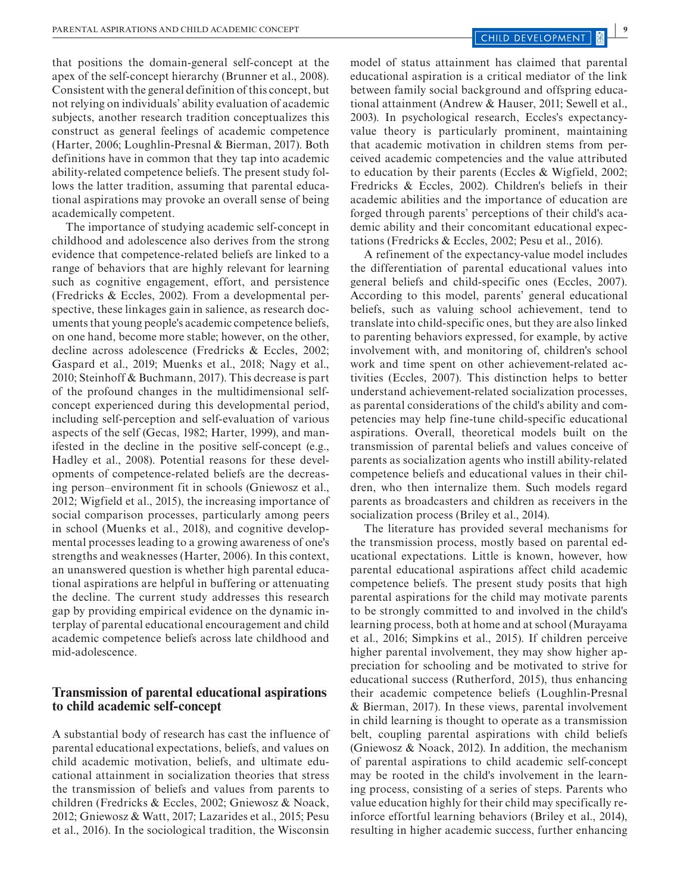that positions the domain-general self-concept at the apex of the self-concept hierarchy (Brunner et al., 2008). Consistent with the general definition of this concept, but not relying on individuals' ability evaluation of academic subjects, another research tradition conceptualizes this construct as general feelings of academic competence (Harter, 2006; Loughlin-Presnal & Bierman, 2017). Both definitions have in common that they tap into academic ability-related competence beliefs. The present study follows the latter tradition, assuming that parental educational aspirations may provoke an overall sense of being academically competent.

The importance of studying academic self-concept in childhood and adolescence also derives from the strong evidence that competence-related beliefs are linked to a range of behaviors that are highly relevant for learning such as cognitive engagement, effort, and persistence (Fredricks & Eccles, 2002). From a developmental perspective, these linkages gain in salience, as research documents that young people's academic competence beliefs, on one hand, become more stable; however, on the other, decline across adolescence (Fredricks & Eccles, 2002; Gaspard et al., 2019; Muenks et al., 2018; Nagy et al., 2010; Steinhoff & Buchmann, 2017). This decrease is part of the profound changes in the multidimensional self-concept experienced during this developmental period, including self-perception and self-evaluation of various aspects of the self (Gecas, 1982; Harter, 1999), and manifested in the decline in the positive self-concept (e.g., Hadley et al., 2008). Potential reasons for these developments of competence-related beliefs are the decreasing person–environment fit in schools (Gniewosz et al., 2012; Wigfield et al., 2015), the increasing importance of social comparison processes, particularly among peers in school (Muenks et al., 2018), and cognitive developmental processes leading to a growing awareness of one's strengths and weaknesses (Harter, 2006). In this context, an unanswered question is whether high parental educational aspirations are helpful in buffering or attenuating the decline. The current study addresses this research gap by providing empirical evidence on the dynamic interplay of parental educational encouragement and child academic competence beliefs across late childhood and mid-adolescence.

## Transmission of parental educational aspirations to child academic self-concept

A substantial body of research has cast the influence of parental educational expectations, beliefs, and values on child academic motivation, beliefs, and ultimate educational attainment in socialization theories that stress the transmission of beliefs and values from parents to children (Fredricks & Eccles, 2002; Gniewosz & Noack, 2012; Gniewosz & Watt, 2017; Lazarides et al., 2015; Pesu et al., 2016). In the sociological tradition, the Wisconsin model of status attainment has claimed that parental educational aspiration is a critical mediator of the link between family social background and offspring educational attainment (Andrew & Hauser, 2011; Sewell et al., 2003). In psychological research, Eccles's expectancy-value theory is particularly prominent, maintaining that academic motivation in children stems from perceived academic competencies and the value attributed to education by their parents (Eccles & Wigfield, 2002; Fredricks & Eccles, 2002). Children's beliefs in their academic abilities and the importance of education are forged through parents' perceptions of their child's academic ability and their concomitant educational expectations (Fredricks & Eccles, 2002; Pesu et al., 2016).

A refinement of the expectancy-value model includes the differentiation of parental educational values into general beliefs and child-specific ones (Eccles, 2007). According to this model, parents' general educational beliefs, such as valuing school achievement, tend to translate into child-specific ones, but they are also linked to parenting behaviors expressed, for example, by active involvement with, and monitoring of, children's school work and time spent on other achievement-related activities (Eccles, 2007). This distinction helps to better understand achievement-related socialization processes, as parental considerations of the child's ability and competencies may help fine-tune child-specific educational aspirations. Overall, theoretical models built on the transmission of parental beliefs and values conceive of parents as socialization agents who instill ability-related competence beliefs and educational values in their children, who then internalize them. Such models regard parents as broadcasters and children as receivers in the socialization process (Briley et al., 2014).

The literature has provided several mechanisms for the transmission process, mostly based on parental educational expectations. Little is known, however, how parental educational aspirations affect child academic competence beliefs. The present study posits that high parental aspirations for the child may motivate parents to be strongly committed to and involved in the child's learning process, both at home and at school (Murayama et al., 2016; Simpkins et al., 2015). If children perceive higher parental involvement, they may show higher appreciation for schooling and be motivated to strive for educational success (Rutherford, 2015), thus enhancing their academic competence beliefs (Loughlin-Presnal & Bierman, 2017). In these views, parental involvement in child learning is thought to operate as a transmission belt, coupling parental aspirations with child beliefs (Gniewosz & Noack, 2012). In addition, the mechanism of parental aspirations to child academic self-concept may be rooted in the child's involvement in the learning process, consisting of a series of steps. Parents who value education highly for their child may specifically reinforce effortful learning behaviors (Briley et al., 2014), resulting in higher academic success, further enhancing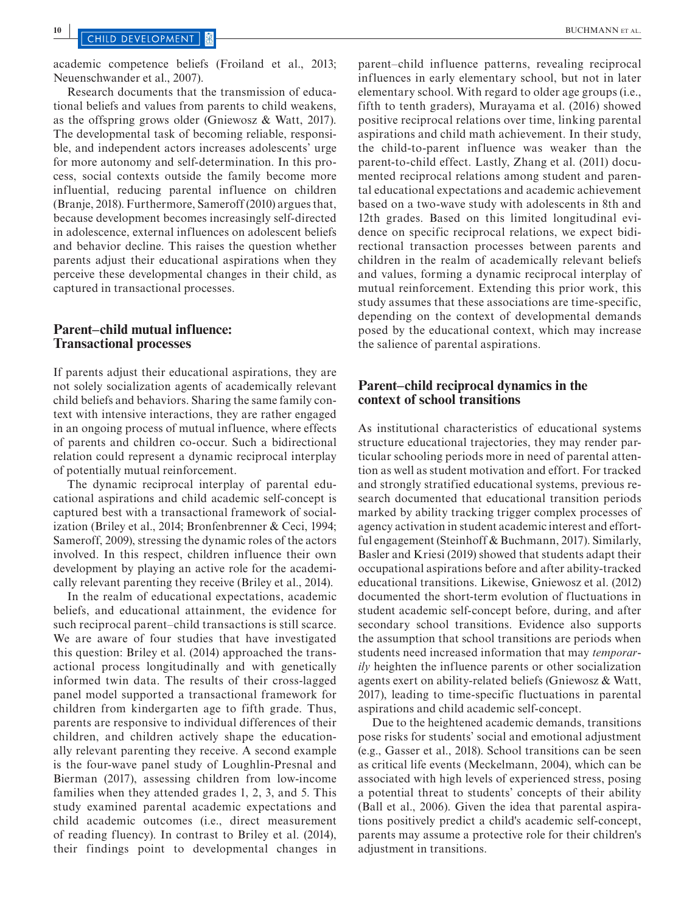academic competence beliefs (Froiland et al., 2013; Neuenschwander et al., 2007).

Research documents that the transmission of educational beliefs and values from parents to child weakens, as the offspring grows older (Gniewosz & Watt, 2017). The developmental task of becoming reliable, responsible, and independent actors increases adolescents' urge for more autonomy and self-determination. In this process, social contexts outside the family become more influential, reducing parental influence on children (Branje, 2018). Furthermore, Sameroff (2010) argues that, because development becomes increasingly self-directed in adolescence, external influences on adolescent beliefs and behavior decline. This raises the question whether parents adjust their educational aspirations when they perceive these developmental changes in their child, as captured in transactional processes.

## Parent–child mutual influence: Transactional processes

If parents adjust their educational aspirations, they are not solely socialization agents of academically relevant child beliefs and behaviors. Sharing the same family context with intensive interactions, they are rather engaged in an ongoing process of mutual influence, where effects of parents and children co-occur. Such a bidirectional relation could represent a dynamic reciprocal interplay of potentially mutual reinforcement.

The dynamic reciprocal interplay of parental educational aspirations and child academic self-concept is captured best with a transactional framework of socialization (Briley et al., 2014; Bronfenbrenner & Ceci, 1994; Sameroff, 2009), stressing the dynamic roles of the actors involved. In this respect, children influence their own development by playing an active role for the academically relevant parenting they receive (Briley et al., 2014).

In the realm of educational expectations, academic beliefs, and educational attainment, the evidence for such reciprocal parent–child transactions is still scarce. We are aware of four studies that have investigated this question: Briley et al. (2014) approached the transactional process longitudinally and with genetically informed twin data. The results of their cross-lagged panel model supported a transactional framework for children from kindergarten age to fifth grade. Thus, parents are responsive to individual differences of their children, and children actively shape the educationally relevant parenting they receive. A second example is the four-wave panel study of Loughlin-Presnal and Bierman (2017), assessing children from low-income families when they attended grades 1, 2, 3, and 5. This study examined parental academic expectations and child academic outcomes (i.e., direct measurement of reading fluency). In contrast to Briley et al. (2014), their findings point to developmental changes in parent–child influence patterns, revealing reciprocal influences in early elementary school, but not in later elementary school. With regard to older age groups (i.e., fifth to tenth graders), Murayama et al. (2016) showed positive reciprocal relations over time, linking parental aspirations and child math achievement. In their study, the child-to-parent influence was weaker than the parent-to-child effect. Lastly, Zhang et al. (2011) documented reciprocal relations among student and parental educational expectations and academic achievement based on a two-wave study with adolescents in 8th and 12th grades. Based on this limited longitudinal evidence on specific reciprocal relations, we expect bidirectional transaction processes between parents and children in the realm of academically relevant beliefs and values, forming a dynamic reciprocal interplay of mutual reinforcement. Extending this prior work, this study assumes that these associations are time-specific, depending on the context of developmental demands posed by the educational context, which may increase the salience of parental aspirations.

## Parent–child reciprocal dynamics in the context of school transitions

As institutional characteristics of educational systems structure educational trajectories, they may render particular schooling periods more in need of parental attention as well as student motivation and effort. For tracked and strongly stratified educational systems, previous research documented that educational transition periods marked by ability tracking trigger complex processes of agency activation in student academic interest and effortful engagement (Steinhoff & Buchmann, 2017). Similarly, Basler and Kriesi (2019) showed that students adapt their occupational aspirations before and after ability-tracked educational transitions. Likewise, Gniewosz et al. (2012) documented the short-term evolution of fluctuations in student academic self-concept before, during, and after secondary school transitions. Evidence also supports the assumption that school transitions are periods when students need increased information that may *temporarily* heighten the influence parents or other socialization agents exert on ability-related beliefs (Gniewosz & Watt, 2017), leading to time-specific fluctuations in parental aspirations and child academic self-concept.

Due to the heightened academic demands, transitions pose risks for students' social and emotional adjustment (e.g., Gasser et al., 2018). School transitions can be seen as critical life events (Meckelmann, 2004), which can be associated with high levels of experienced stress, posing a potential threat to students' concepts of their ability (Ball et al., 2006). Given the idea that parental aspirations positively predict a child's academic self-concept, parents may assume a protective role for their children's adjustment in transitions.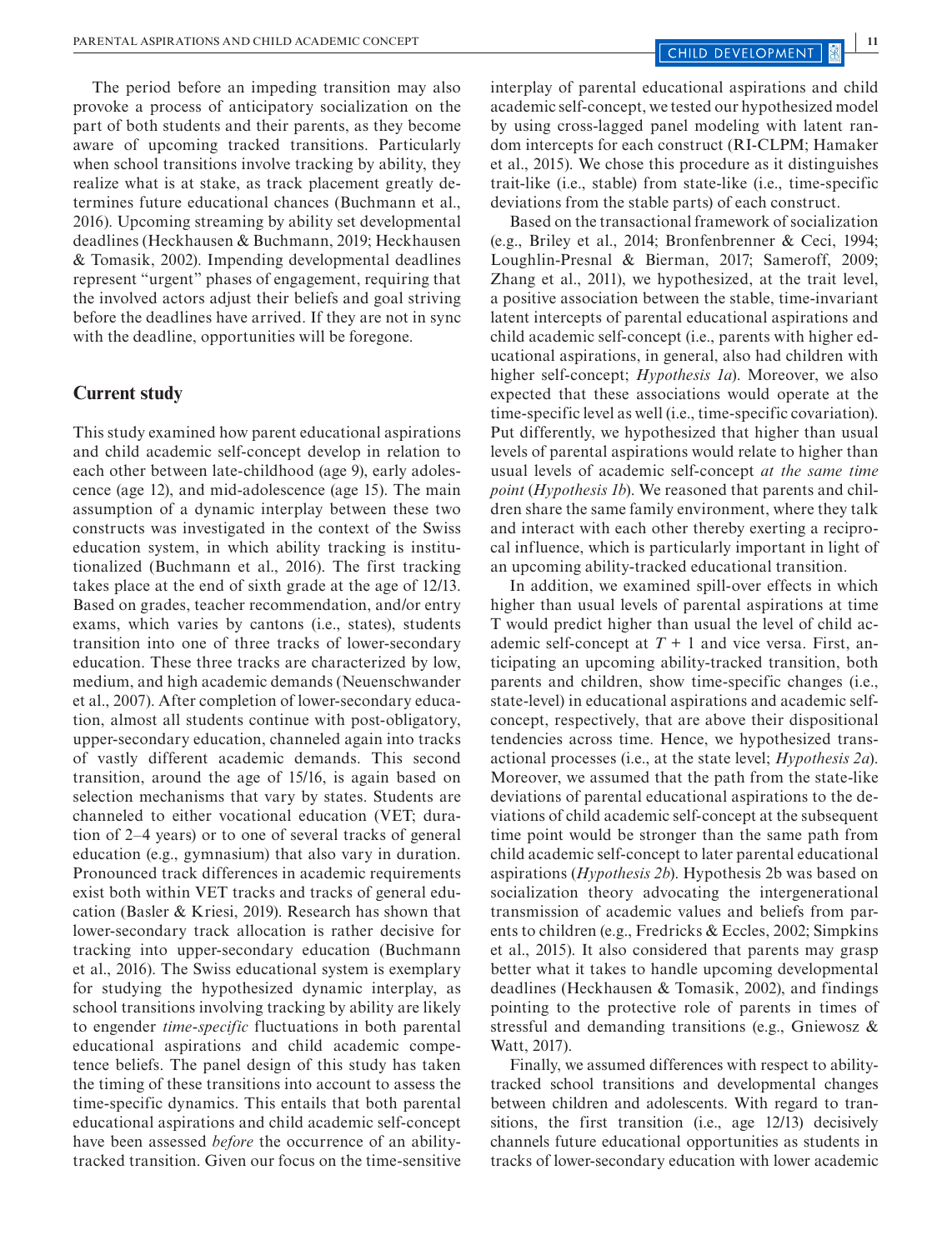The period before an impeding transition may also provoke a process of anticipatory socialization on the part of both students and their parents, as they become aware of upcoming tracked transitions. Particularly when school transitions involve tracking by ability, they realize what is at stake, as track placement greatly determines future educational chances (Buchmann et al., 2016). Upcoming streaming by ability set developmental deadlines (Heckhausen & Buchmann, 2019; Heckhausen & Tomasik, 2002). Impending developmental deadlines represent "urgent" phases of engagement, requiring that the involved actors adjust their beliefs and goal striving before the deadlines have arrived. If they are not in sync with the deadline, opportunities will be foregone.

## Current study

This study examined how parent educational aspirations and child academic self-concept develop in relation to each other between late-childhood (age 9), early adolescence (age 12), and mid-adolescence (age 15). The main assumption of a dynamic interplay between these two constructs was investigated in the context of the Swiss education system, in which ability tracking is institutionalized (Buchmann et al., 2016). The first tracking takes place at the end of sixth grade at the age of 12/13. Based on grades, teacher recommendation, and/or entry exams, which varies by cantons (i.e., states), students transition into one of three tracks of lower-secondary education. These three tracks are characterized by low, medium, and high academic demands (Neuenschwander et al., 2007). After completion of lower-secondary education, almost all students continue with post-obligatory, upper-secondary education, channeled again into tracks of vastly different academic demands. This second transition, around the age of 15/16, is again based on selection mechanisms that vary by states. Students are channeled to either vocational education (VET; duration of 2–4 years) or to one of several tracks of general education (e.g., gymnasium) that also vary in duration. Pronounced track differences in academic requirements exist both within VET tracks and tracks of general education (Basler & Kriesi, 2019). Research has shown that lower-secondary track allocation is rather decisive for tracking into upper-secondary education (Buchmann et al., 2016). The Swiss educational system is exemplary for studying the hypothesized dynamic interplay, as school transitions involving tracking by ability are likely to engender *time-specific* fluctuations in both parental educational aspirations and child academic competence beliefs. The panel design of this study has taken the timing of these transitions into account to assess the time-specific dynamics. This entails that both parental educational aspirations and child academic self-concept have been assessed *before* the occurrence of an ability-tracked transition. Given our focus on the time-sensitive interplay of parental educational aspirations and child academic self-concept, we tested our hypothesized model by using cross-lagged panel modeling with latent random intercepts for each construct (RI-CLPM; Hamaker et al., 2015). We chose this procedure as it distinguishes trait-like (i.e., stable) from state-like (i.e., time-specific deviations from the stable parts) of each construct.

Based on the transactional framework of socialization (e.g., Briley et al., 2014; Bronfenbrenner & Ceci, 1994; Loughlin-Presnal & Bierman, 2017; Sameroff, 2009; Zhang et al., 2011), we hypothesized, at the trait level, a positive association between the stable, time-invariant latent intercepts of parental educational aspirations and child academic self-concept (i.e., parents with higher educational aspirations, in general, also had children with higher self-concept; *Hypothesis 1a*). Moreover, we also expected that these associations would operate at the time-specific level as well (i.e., time-specific covariation). Put differently, we hypothesized that higher than usual levels of parental aspirations would relate to higher than usual levels of academic self-concept *at the same time point* (*Hypothesis 1b*). We reasoned that parents and children share the same family environment, where they talk and interact with each other thereby exerting a reciprocal influence, which is particularly important in light of an upcoming ability-tracked educational transition.

In addition, we examined spill-over effects in which higher than usual levels of parental aspirations at time T would predict higher than usual the level of child academic self-concept at $T + 1$ and vice versa. First, anticipating an upcoming ability-tracked transition, both parents and children, show time-specific changes (i.e., state-level) in educational aspirations and academic self-concept, respectively, that are above their dispositional tendencies across time. Hence, we hypothesized transactional processes (i.e., at the state level; *Hypothesis 2a*). Moreover, we assumed that the path from the state-like deviations of parental educational aspirations to the deviations of child academic self-concept at the subsequent time point would be stronger than the same path from child academic self-concept to later parental educational aspirations (*Hypothesis 2b*). Hypothesis 2b was based on socialization theory advocating the intergenerational transmission of academic values and beliefs from parents to children (e.g., Fredricks & Eccles, 2002; Simpkins et al., 2015). It also considered that parents may grasp better what it takes to handle upcoming developmental deadlines (Heckhausen & Tomasik, 2002), and findings pointing to the protective role of parents in times of stressful and demanding transitions (e.g., Gniewosz & Watt, 2017).

Finally, we assumed differences with respect to ability-tracked school transitions and developmental changes between children and adolescents. With regard to transitions, the first transition (i.e., age 12/13) decisively channels future educational opportunities as students in tracks of lower-secondary education with lower academic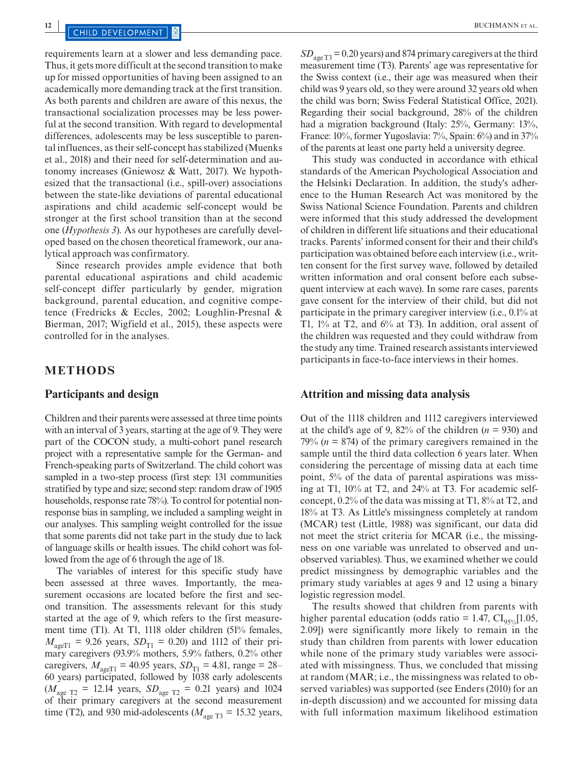requirements learn at a slower and less demanding pace. Thus, it gets more difficult at the second transition to make up for missed opportunities of having been assigned to an academically more demanding track at the first transition. As both parents and children are aware of this nexus, the transactional socialization processes may be less powerful at the second transition. With regard to developmental differences, adolescents may be less susceptible to parental influences, as their self-concept has stabilized (Muenks et al., 2018) and their need for self-determination and autonomy increases (Gniewosz & Watt, 2017). We hypothesized that the transactional (i.e., spill-over) associations between the state-like deviations of parental educational aspirations and child academic self-concept would be stronger at the first school transition than at the second one (*Hypothesis 3*). As our hypotheses are carefully developed based on the chosen theoretical framework, our analytical approach was confirmatory.

Since research provides ample evidence that both parental educational aspirations and child academic self-concept differ particularly by gender, migration background, parental education, and cognitive competence (Fredricks & Eccles, 2002; Loughlin-Presnal & Bierman, 2017; Wigfield et al., 2015), these aspects were controlled for in the analyses.

## METHODS

### Participants and design

Children and their parents were assessed at three time points with an interval of 3 years, starting at the age of 9. They were part of the COCON study, a multi-cohort panel research project with a representative sample for the German- and French-speaking parts of Switzerland. The child cohort was sampled in a two-step process (first step: 131 communities stratified by type and size; second step: random draw of 1905 households, response rate 78%). To control for potential non-response bias in sampling, we included a sampling weight in our analyses. This sampling weight controlled for the issue that some parents did not take part in the study due to lack of language skills or health issues. The child cohort was followed from the age of 6 through the age of 18.

The variables of interest for this specific study have been assessed at three waves. Importantly, the measurement occasions are located before the first and second transition. The assessments relevant for this study started at the age of 9, which refers to the first measurement time (T1). At T1, 1118 older children (51% females, $M_{\text{ageT1}}$ = 9.26 years, $SD_{\text{T1}}$ = 0.20) and 1112 of their primary caregivers (93.9% mothers, 5.9% fathers, 0.2% other caregivers, $M_{\text{ageT1}}$ = 40.95 years, $SD_{\text{T1}}$ = 4.81, range = 28–60 years) participated, followed by 1038 early adolescents ($M_{\text{age T2}}$ = 12.14 years, $SD_{\text{age T2}}$ = 0.21 years) and 1024 of their primary caregivers at the second measurement time (T2), and 930 mid-adolescents ($M_{\text{age T3}}$ = 15.32 years, $SD_{\text{age T3}}$ = 0.20 years) and 874 primary caregivers at the third measurement time (T3). Parents' age was representative for the Swiss context (i.e., their age was measured when their child was 9 years old, so they were around 32 years old when the child was born; Swiss Federal Statistical Office, 2021). Regarding their social background, 28% of the children had a migration background (Italy: 25%, Germany: 13%, France: 10%, former Yugoslavia: 7%, Spain: 6%) and in 37% of the parents at least one party held a university degree.

This study was conducted in accordance with ethical standards of the American Psychological Association and the Helsinki Declaration. In addition, the study's adherence to the Human Research Act was monitored by the Swiss National Science Foundation. Parents and children were informed that this study addressed the development of children in different life situations and their educational tracks. Parents' informed consent for their and their child's participation was obtained before each interview (i.e., written consent for the first survey wave, followed by detailed written information and oral consent before each subsequent interview at each wave). In some rare cases, parents gave consent for the interview of their child, but did not participate in the primary caregiver interview (i.e., 0.1% at T1, 1% at T2, and 6% at T3). In addition, oral assent of the children was requested and they could withdraw from the study any time. Trained research assistants interviewed participants in face-to-face interviews in their homes.

### Attrition and missing data analysis

Out of the 1118 children and 1112 caregivers interviewed at the child's age of 9, 82% of the children ($n$ = 930) and 79% ($n$ = 874) of the primary caregivers remained in the sample until the third data collection 6 years later. When considering the percentage of missing data at each time point, 5% of the data of parental aspirations was missing at T1, 10% at T2, and 24% at T3. For academic self-concept, 0.2% of the data was missing at T1, 8% at T2, and 18% at T3. As Little's missingness completely at random (MCAR) test (Little, 1988) was significant, our data did not meet the strict criteria for MCAR (i.e., the missingness on one variable was unrelated to observed and unobserved variables). Thus, we examined whether we could predict missingness by demographic variables and the primary study variables at ages 9 and 12 using a binary logistic regression model.

The results showed that children from parents with higher parental education (odds ratio = 1.47, $\text{CI}_{95\%}$[1.05, 2.09]) were significantly more likely to remain in the study than children from parents with lower education while none of the primary study variables were associated with missingness. Thus, we concluded that missing at random (MAR; i.e., the missingness was related to observed variables) was supported (see Enders (2010) for an in-depth discussion) and we accounted for missing data with full information maximum likelihood estimation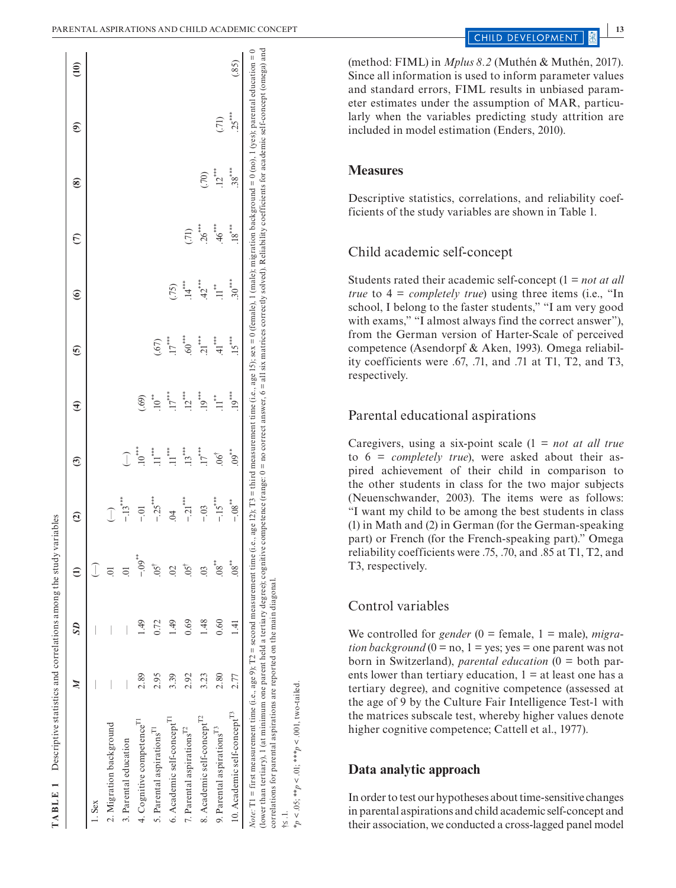**TABLE 1** Descriptive statistics and correlations among the study variables

| | *M* | *SD* | (1) | (2) | (3) | (4) | (5) | (6) | (7) | (8) | (9) | (10) |
|---|---|---|---|---|---|---|---|---|---|---|---|---|
| 1. Sex | — | — | (—) | | | | | | | | | |
| 2. Migration background | — | — | .01 | (—) | | | | | | | | |
| 3. Parental education | — | — | .01 | −.13*** | (—) | | | | | | | |
| 4. Cognitive competence[T1] | 2.89 | 1.49 | −.09** | −.01 | .10*** | (.69) | | | | | | |
| 5. Parental aspirations[T1] | 2.95 | 0.72 | .05† | −.25*** | .11*** | .10** | (.67) | | | | | |
| 6. Academic self-concept[T1] | 3.39 | 1.49 | .02 | .04 | .11*** | .17*** | .17*** | (.75) | | | | |
| 7. Parental aspirations[T2] | 2.92 | 0.69 | .05† | −.21*** | .13*** | .12*** | .60*** | .14*** | (.71) | | | |
| 8. Academic self-concept[T2] | 3.23 | 1.48 | .03 | −.03 | .17*** | .19*** | .21*** | .42*** | .26*** | (.70) | | |
| 9. Parental aspirations[T3] | 2.80 | 0.60 | .08** | −.15*** | .06† | .11** | .41*** | .11** | .46*** | .12*** | (.71) | |
| 10. Academic self-concept[T3] | 2.77 | 1.41 | .08** | −.08** | .09** | .19*** | .15*** | .30*** | .18*** | .38*** | .25*** | (.85) |

*Note*: T1 = first measurement time (i.e., age 9); T2 = second measurement time (i.e., age 12); T3 = third measurement time (i.e., age 15); sex = 0 (female), 1 (male); migration background = 0 (no), 1 (yes); parental education = 0 (lower than tertiary), 1 (at minimum one parent held a tertiary degree); cognitive competence (range: 0 = no correct answer, 6 = all six matrices correctly solved). Reliability coefficients for academic self-concept (omega) and correlations for parental aspirations are reported on the main diagonal.

†≤.1.

\**p* < .05; \*\**p* < .01; \*\*\**p* < .001, two-tailed.

(method: FIML) in *Mplus 8.2* (Muthén & Muthén, 2017). Since all information is used to inform parameter values and standard errors, FIML results in unbiased parameter estimates under the assumption of MAR, particularly when the variables predicting study attrition are included in model estimation (Enders, 2010).

## Measures

Descriptive statistics, correlations, and reliability coefficients of the study variables are shown in Table 1.

### Child academic self-concept

Students rated their academic self-concept (1 = *not at all true* to 4 = *completely true*) using three items (i.e., "In school, I belong to the faster students," "I am very good with exams," "I almost always find the correct answer"), from the German version of Harter-Scale of perceived competence (Asendorpf & Aken, 1993). Omega reliability coefficients were .67, .71, and .71 at T1, T2, and T3, respectively.

### Parental educational aspirations

Caregivers, using a six-point scale (1 = *not at all true* to 6 = *completely true*), were asked about their aspired achievement of their child in comparison to the other students in class for the two major subjects (Neuenschwander, 2003). The items were as follows: "I want my child to be among the best students in class (1) in Math and (2) in German (for the German-speaking part) or French (for the French-speaking part)." Omega reliability coefficients were .75, .70, and .85 at T1, T2, and T3, respectively.

### Control variables

We controlled for *gender* (0 = female, 1 = male), *migration background* (0 = no, 1 = yes; yes = one parent was not born in Switzerland), *parental education* (0 = both parents lower than tertiary education, 1 = at least one has a tertiary degree), and cognitive competence (assessed at the age of 9 by the Culture Fair Intelligence Test-1 with the matrices subscale test, whereby higher values denote higher cognitive competence; Cattell et al., 1977).

## Data analytic approach

In order to test our hypotheses about time-sensitive changes in parental aspirations and child academic self-concept and their association, we conducted a cross-lagged panel model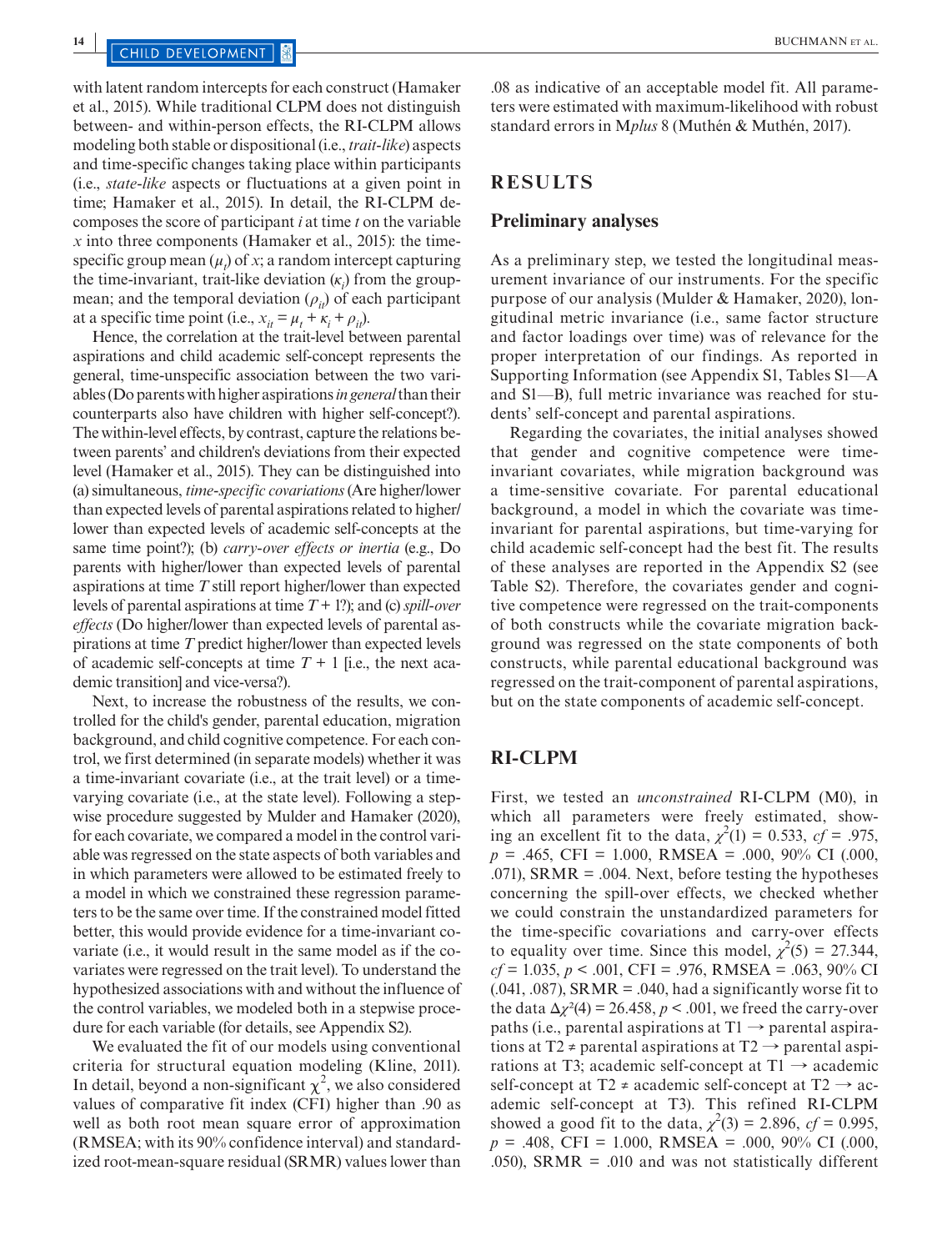with latent random intercepts for each construct (Hamaker et al., 2015). While traditional CLPM does not distinguish between- and within-person effects, the RI-CLPM allows modeling both stable or dispositional (i.e., *trait-like*) aspects and time-specific changes taking place within participants (i.e., *state-like* aspects or fluctuations at a given point in time; Hamaker et al., 2015). In detail, the RI-CLPM decomposes the score of participant $i$ at time $t$ on the variable $x$ into three components (Hamaker et al., 2015): the time-specific group mean ($\mu_t$) of $x$; a random intercept capturing the time-invariant, trait-like deviation ($\kappa_i$) from the group-mean; and the temporal deviation ($\rho_{it}$) of each participant at a specific time point (i.e., $x_{it} = \mu_t + \kappa_i + \rho_{it}$).

Hence, the correlation at the trait-level between parental aspirations and child academic self-concept represents the general, time-unspecific association between the two variables (Do parents with higher aspirations *in general* than their counterparts also have children with higher self-concept?). The within-level effects, by contrast, capture the relations between parents' and children's deviations from their expected level (Hamaker et al., 2015). They can be distinguished into (a) simultaneous, *time-specific covariations* (Are higher/lower than expected levels of parental aspirations related to higher/lower than expected levels of academic self-concepts at the same time point?); (b) *carry-over effects or inertia* (e.g., Do parents with higher/lower than expected levels of parental aspirations at time $T$ still report higher/lower than expected levels of parental aspirations at time $T + 1$?); and (c) *spill-over effects* (Do higher/lower than expected levels of parental aspirations at time $T$ predict higher/lower than expected levels of academic self-concepts at time $T + 1$ [i.e., the next academic transition] and vice-versa?).

Next, to increase the robustness of the results, we controlled for the child's gender, parental education, migration background, and child cognitive competence. For each control, we first determined (in separate models) whether it was a time-invariant covariate (i.e., at the trait level) or a time-varying covariate (i.e., at the state level). Following a stepwise procedure suggested by Mulder and Hamaker (2020), for each covariate, we compared a model in the control variable was regressed on the state aspects of both variables and in which parameters were allowed to be estimated freely to a model in which we constrained these regression parameters to be the same over time. If the constrained model fitted better, this would provide evidence for a time-invariant covariate (i.e., it would result in the same model as if the covariates were regressed on the trait level). To understand the hypothesized associations with and without the influence of the control variables, we modeled both in a stepwise procedure for each variable (for details, see Appendix S2).

We evaluated the fit of our models using conventional criteria for structural equation modeling (Kline, 2011). In detail, beyond a non-significant $\chi^2$, we also considered values of comparative fit index (CFI) higher than .90 as well as both root mean square error of approximation (RMSEA; with its 90% confidence interval) and standardized root-mean-square residual (SRMR) values lower than .08 as indicative of an acceptable model fit. All parameters were estimated with maximum-likelihood with robust standard errors in M*plus* 8 (Muthén & Muthén, 2017).

# RESULTS

## Preliminary analyses

As a preliminary step, we tested the longitudinal measurement invariance of our instruments. For the specific purpose of our analysis (Mulder & Hamaker, 2020), longitudinal metric invariance (i.e., same factor structure and factor loadings over time) was of relevance for the proper interpretation of our findings. As reported in Supporting Information (see Appendix S1, Tables S1—A and S1—B), full metric invariance was reached for students' self-concept and parental aspirations.

Regarding the covariates, the initial analyses showed that gender and cognitive competence were time-invariant covariates, while migration background was a time-sensitive covariate. For parental educational background, a model in which the covariate was time-invariant for parental aspirations, but time-varying for child academic self-concept had the best fit. The results of these analyses are reported in the Appendix S2 (see Table S2). Therefore, the covariates gender and cognitive competence were regressed on the trait-components of both constructs while the covariate migration background was regressed on the state components of both constructs, while parental educational background was regressed on the trait-component of parental aspirations, but on the state components of academic self-concept.

## RI-CLPM

First, we tested an *unconstrained* RI-CLPM (M0), in which all parameters were freely estimated, showing an excellent fit to the data, $\chi^2(1) = 0.533$, $cf = .975$, $p = .465$, CFI = 1.000, RMSEA = .000, 90% CI (.000, .071), SRMR = .004. Next, before testing the hypotheses concerning the spill-over effects, we checked whether we could constrain the unstandardized parameters for the time-specific covariations and carry-over effects to equality over time. Since this model, $\chi^2(5) = 27.344$, $cf = 1.035$, $p < .001$, CFI = .976, RMSEA = .063, 90% CI (.041, .087), SRMR = .040, had a significantly worse fit to the data $\Delta\chi^2(4) = 26.458$, $p < .001$, we freed the carry-over paths (i.e., parental aspirations at T1 → parental aspirations at T2 ≠ parental aspirations at T2 → parental aspirations at T3; academic self-concept at T1 → academic self-concept at T2 ≠ academic self-concept at T2 → academic self-concept at T3). This refined RI-CLPM showed a good fit to the data, $\chi^2(3) = 2.896$, $cf = 0.995$, $p = .408$, CFI = 1.000, RMSEA = .000, 90% CI (.000, .050), SRMR = .010 and was not statistically different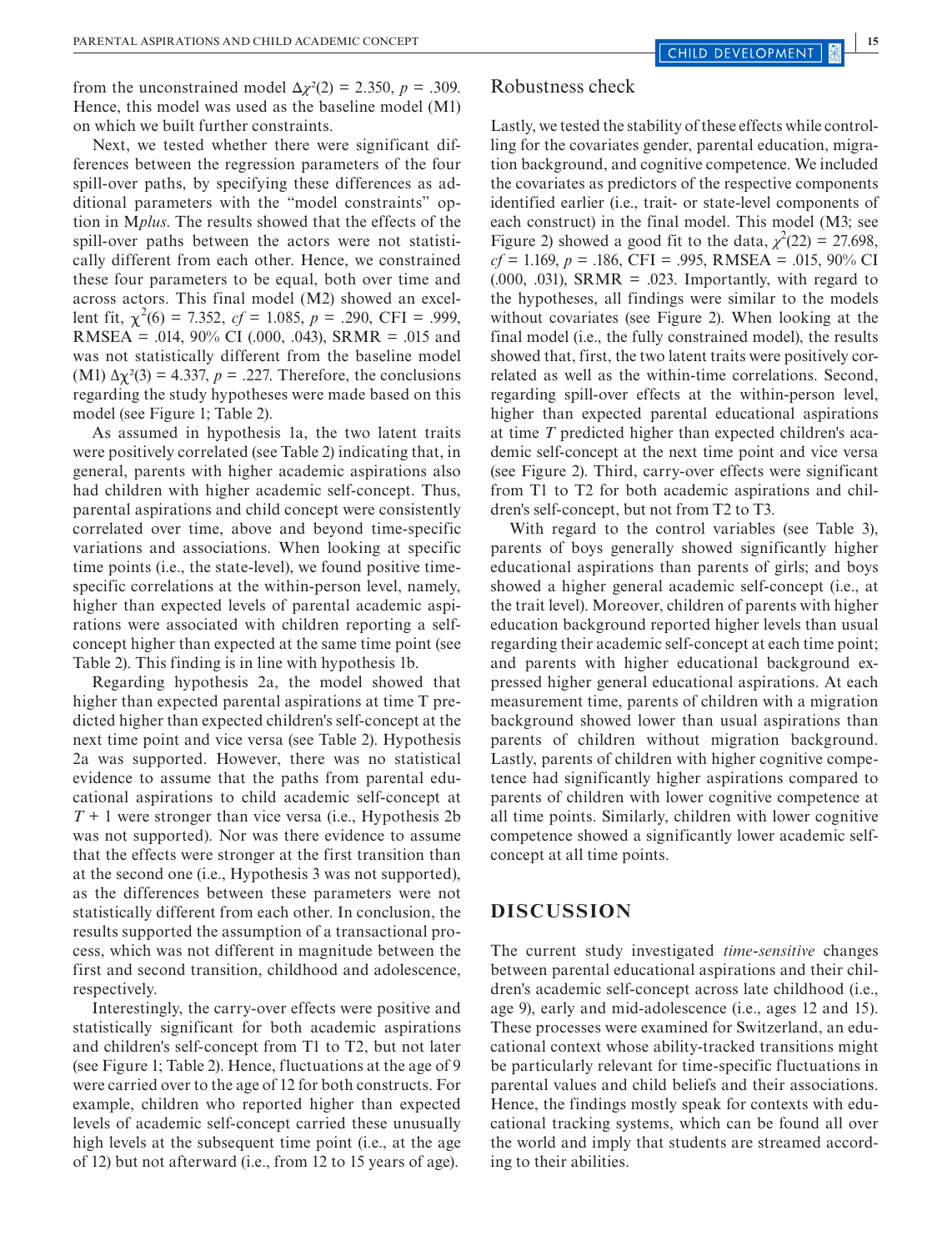from the unconstrained model $\Delta\chi^2(2) = 2.350$, $p = .309$. Hence, this model was used as the baseline model (M1) on which we built further constraints.

Next, we tested whether there were significant differences between the regression parameters of the four spill-over paths, by specifying these differences as additional parameters with the "model constraints" option in M*plus*. The results showed that the effects of the spill-over paths between the actors were not statistically different from each other. Hence, we constrained these four parameters to be equal, both over time and across actors. This final model (M2) showed an excellent fit, $\chi^2(6) = 7.352$, $cf = 1.085$, $p = .290$, CFI = .999, RMSEA = .014, 90% CI (.000, .043), SRMR = .015 and was not statistically different from the baseline model (M1) $\Delta\chi^2(3) = 4.337$, $p = .227$. Therefore, the conclusions regarding the study hypotheses were made based on this model (see Figure 1; Table 2).

As assumed in hypothesis 1a, the two latent traits were positively correlated (see Table 2) indicating that, in general, parents with higher academic aspirations also had children with higher academic self-concept. Thus, parental aspirations and child concept were consistently correlated over time, above and beyond time-specific variations and associations. When looking at specific time points (i.e., the state-level), we found positive time-specific correlations at the within-person level, namely, higher than expected levels of parental academic aspirations were associated with children reporting a self-concept higher than expected at the same time point (see Table 2). This finding is in line with hypothesis 1b.

Regarding hypothesis 2a, the model showed that higher than expected parental aspirations at time T predicted higher than expected children's self-concept at the next time point and vice versa (see Table 2). Hypothesis 2a was supported. However, there was no statistical evidence to assume that the paths from parental educational aspirations to child academic self-concept at $T + 1$ were stronger than vice versa (i.e., Hypothesis 2b was not supported). Nor was there evidence to assume that the effects were stronger at the first transition than at the second one (i.e., Hypothesis 3 was not supported), as the differences between these parameters were not statistically different from each other. In conclusion, the results supported the assumption of a transactional process, which was not different in magnitude between the first and second transition, childhood and adolescence, respectively.

Interestingly, the carry-over effects were positive and statistically significant for both academic aspirations and children's self-concept from T1 to T2, but not later (see Figure 1; Table 2). Hence, fluctuations at the age of 9 were carried over to the age of 12 for both constructs. For example, children who reported higher than expected levels of academic self-concept carried these unusually high levels at the subsequent time point (i.e., at the age of 12) but not afterward (i.e., from 12 to 15 years of age).

## Robustness check

Lastly, we tested the stability of these effects while controlling for the covariates gender, parental education, migration background, and cognitive competence. We included the covariates as predictors of the respective components identified earlier (i.e., trait- or state-level components of each construct) in the final model. This model (M3; see Figure 2) showed a good fit to the data, $\chi^2(22) = 27.698$, $cf = 1.169$, $p = .186$, CFI = .995, RMSEA = .015, 90% CI (.000, .031), SRMR = .023. Importantly, with regard to the hypotheses, all findings were similar to the models without covariates (see Figure 2). When looking at the final model (i.e., the fully constrained model), the results showed that, first, the two latent traits were positively correlated as well as the within-time correlations. Second, regarding spill-over effects at the within-person level, higher than expected parental educational aspirations at time $T$ predicted higher than expected children's academic self-concept at the next time point and vice versa (see Figure 2). Third, carry-over effects were significant from T1 to T2 for both academic aspirations and children's self-concept, but not from T2 to T3.

With regard to the control variables (see Table 3), parents of boys generally showed significantly higher educational aspirations than parents of girls; and boys showed a higher general academic self-concept (i.e., at the trait level). Moreover, children of parents with higher education background reported higher levels than usual regarding their academic self-concept at each time point; and parents with higher educational background expressed higher general educational aspirations. At each measurement time, parents of children with a migration background showed lower than usual aspirations than parents of children without migration background. Lastly, parents of children with higher cognitive competence had significantly higher aspirations compared to parents of children with lower cognitive competence at all time points. Similarly, children with lower cognitive competence showed a significantly lower academic self-concept at all time points.

# DISCUSSION

The current study investigated *time-sensitive* changes between parental educational aspirations and their children's academic self-concept across late childhood (i.e., age 9), early and mid-adolescence (i.e., ages 12 and 15). These processes were examined for Switzerland, an educational context whose ability-tracked transitions might be particularly relevant for time-specific fluctuations in parental values and child beliefs and their associations. Hence, the findings mostly speak for contexts with educational tracking systems, which can be found all over the world and imply that students are streamed according to their abilities.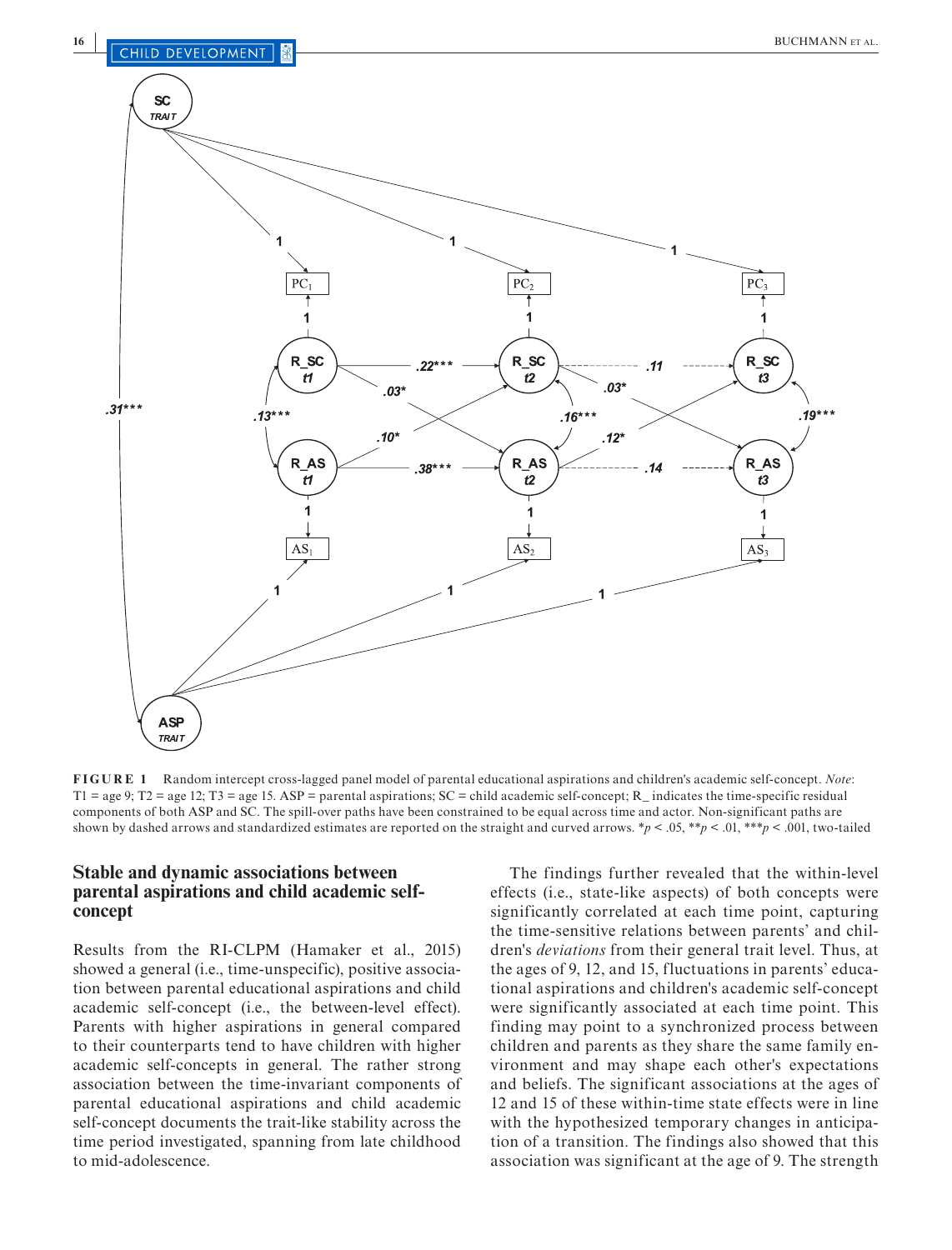**FIGURE 1** Random intercept cross-lagged panel model of parental educational aspirations and children's academic self-concept. *Note*: T1 = age 9; T2 = age 12; T3 = age 15. ASP = parental aspirations; SC = child academic self-concept; R_ indicates the time-specific residual components of both ASP and SC. The spill-over paths have been constrained to be equal across time and actor. Non-significant paths are shown by dashed arrows and standardized estimates are reported on the straight and curved arrows. $^{*}p < .05$, $^{**}p < .01$, $^{***}p < .001$, two-tailed

## Stable and dynamic associations between parental aspirations and child academic self-concept

Results from the RI-CLPM (Hamaker et al., 2015) showed a general (i.e., time-unspecific), positive association between parental educational aspirations and child academic self-concept (i.e., the between-level effect). Parents with higher aspirations in general compared to their counterparts tend to have children with higher academic self-concepts in general. The rather strong association between the time-invariant components of parental educational aspirations and child academic self-concept documents the trait-like stability across the time period investigated, spanning from late childhood to mid-adolescence.

The findings further revealed that the within-level effects (i.e., state-like aspects) of both concepts were significantly correlated at each time point, capturing the time-sensitive relations between parents' and children's *deviations* from their general trait level. Thus, at the ages of 9, 12, and 15, fluctuations in parents' educational aspirations and children's academic self-concept were significantly associated at each time point. This finding may point to a synchronized process between children and parents as they share the same family environment and may shape each other's expectations and beliefs. The significant associations at the ages of 12 and 15 of these within-time state effects were in line with the hypothesized temporary changes in anticipation of a transition. The findings also showed that this association was significant at the age of 9. The strength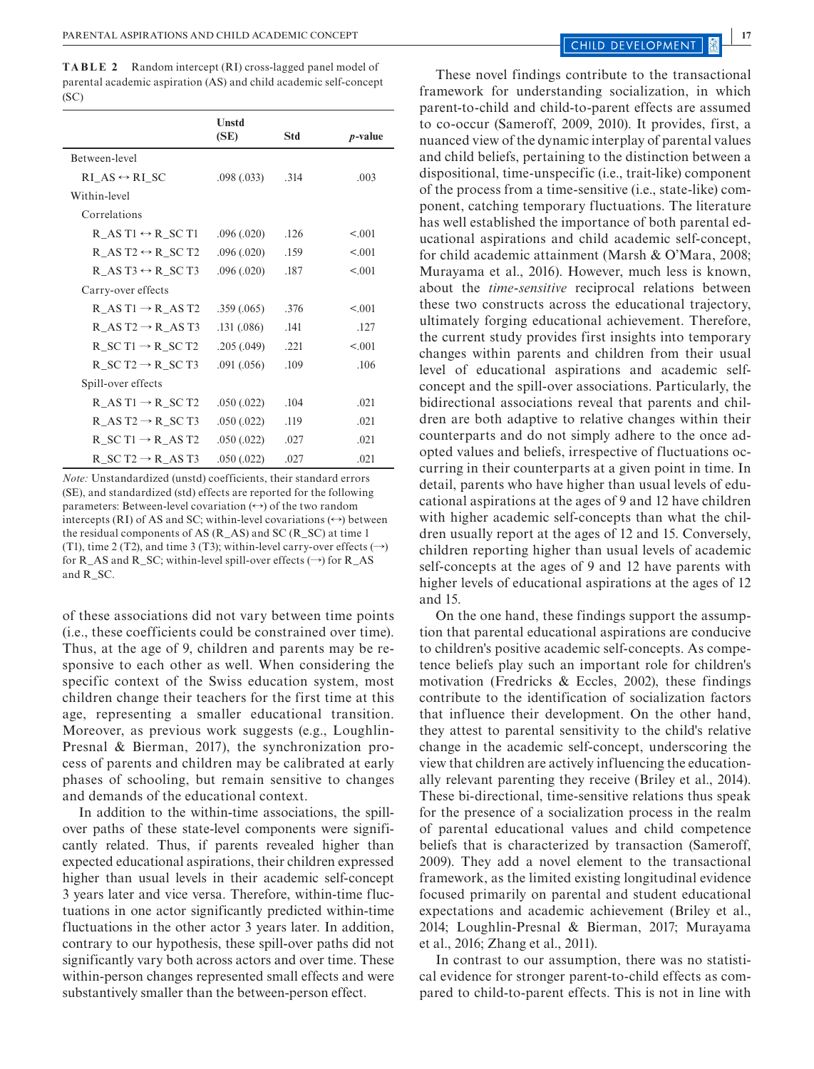**TABLE 2** Random intercept (RI) cross-lagged panel model of parental academic aspiration (AS) and child academic self-concept (SC)

| | Unstd (SE) | Std | *p*-value |
|---|---|---|---|
| Between-level | | | |
| RI_AS ↔ RI_SC | .098 (.033) | .314 | .003 |
| Within-level | | | |
| Correlations | | | |
| R_AS T1 ↔ R_SC T1 | .096 (.020) | .126 | <.001 |
| R_AS T2 ↔ R_SC T2 | .096 (.020) | .159 | <.001 |
| R_AS T3 ↔ R_SC T3 | .096 (.020) | .187 | <.001 |
| Carry-over effects | | | |
| R_AS T1 → R_AS T2 | .359 (.065) | .376 | <.001 |
| R_AS T2 → R_AS T3 | .131 (.086) | .141 | .127 |
| R_SC T1 → R_SC T2 | .205 (.049) | .221 | <.001 |
| R_SC T2 → R_SC T3 | .091 (.056) | .109 | .106 |
| Spill-over effects | | | |
| R_AS T1 → R_SC T2 | .050 (.022) | .104 | .021 |
| R_AS T2 → R_SC T3 | .050 (.022) | .119 | .021 |
| R_SC T1 → R_AS T2 | .050 (.022) | .027 | .021 |
| R_SC T2 → R_AS T3 | .050 (.022) | .027 | .021 |

*Note:* Unstandardized (unstd) coefficients, their standard errors (SE), and standardized (std) effects are reported for the following parameters: Between-level covariation (↔) of the two random intercepts (RI) of AS and SC; within-level covariations (↔) between the residual components of AS (R_AS) and SC (R_SC) at time 1 (T1), time 2 (T2), and time 3 (T3); within-level carry-over effects (→) for R_AS and R_SC; within-level spill-over effects (→) for R_AS and R_SC.

of these associations did not vary between time points (i.e., these coefficients could be constrained over time). Thus, at the age of 9, children and parents may be responsive to each other as well. When considering the specific context of the Swiss education system, most children change their teachers for the first time at this age, representing a smaller educational transition. Moreover, as previous work suggests (e.g., Loughlin-Presnal & Bierman, 2017), the synchronization process of parents and children may be calibrated at early phases of schooling, but remain sensitive to changes and demands of the educational context.

In addition to the within-time associations, the spill-over paths of these state-level components were significantly related. Thus, if parents revealed higher than expected educational aspirations, their children expressed higher than usual levels in their academic self-concept 3 years later and vice versa. Therefore, within-time fluctuations in one actor significantly predicted within-time fluctuations in the other actor 3 years later. In addition, contrary to our hypothesis, these spill-over paths did not significantly vary both across actors and over time. These within-person changes represented small effects and were substantively smaller than the between-person effect.

These novel findings contribute to the transactional framework for understanding socialization, in which parent-to-child and child-to-parent effects are assumed to co-occur (Sameroff, 2009, 2010). It provides, first, a nuanced view of the dynamic interplay of parental values and child beliefs, pertaining to the distinction between a dispositional, time-unspecific (i.e., trait-like) component of the process from a time-sensitive (i.e., state-like) component, catching temporary fluctuations. The literature has well established the importance of both parental educational aspirations and child academic self-concept, for child academic attainment (Marsh & O'Mara, 2008; Murayama et al., 2016). However, much less is known, about the *time-sensitive* reciprocal relations between these two constructs across the educational trajectory, ultimately forging educational achievement. Therefore, the current study provides first insights into temporary changes within parents and children from their usual level of educational aspirations and academic self-concept and the spill-over associations. Particularly, the bidirectional associations reveal that parents and children are both adaptive to relative changes within their counterparts and do not simply adhere to the once adopted values and beliefs, irrespective of fluctuations occurring in their counterparts at a given point in time. In detail, parents who have higher than usual levels of educational aspirations at the ages of 9 and 12 have children with higher academic self-concepts than what the children usually report at the ages of 12 and 15. Conversely, children reporting higher than usual levels of academic self-concepts at the ages of 9 and 12 have parents with higher levels of educational aspirations at the ages of 12 and 15.

On the one hand, these findings support the assumption that parental educational aspirations are conducive to children's positive academic self-concepts. As competence beliefs play such an important role for children's motivation (Fredricks & Eccles, 2002), these findings contribute to the identification of socialization factors that influence their development. On the other hand, they attest to parental sensitivity to the child's relative change in the academic self-concept, underscoring the view that children are actively influencing the educationally relevant parenting they receive (Briley et al., 2014). These bi-directional, time-sensitive relations thus speak for the presence of a socialization process in the realm of parental educational values and child competence beliefs that is characterized by transaction (Sameroff, 2009). They add a novel element to the transactional framework, as the limited existing longitudinal evidence focused primarily on parental and student educational expectations and academic achievement (Briley et al., 2014; Loughlin-Presnal & Bierman, 2017; Murayama et al., 2016; Zhang et al., 2011).

In contrast to our assumption, there was no statistical evidence for stronger parent-to-child effects as compared to child-to-parent effects. This is not in line with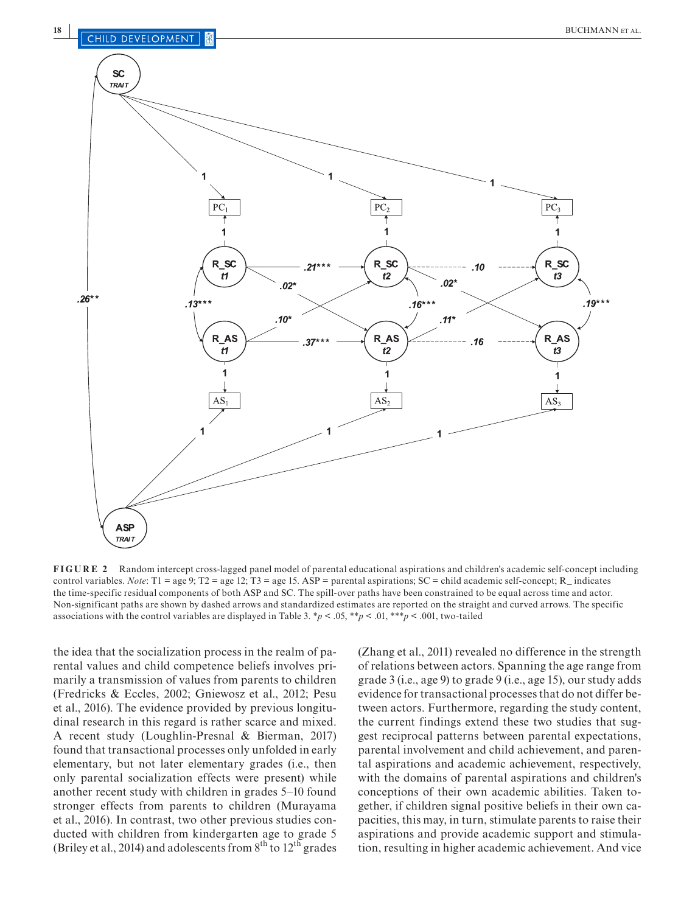**FIGURE 2** Random intercept cross-lagged panel model of parental educational aspirations and children's academic self-concept including control variables. *Note*: T1 = age 9; T2 = age 12; T3 = age 15. ASP = parental aspirations; SC = child academic self-concept; R_ indicates the time-specific residual components of both ASP and SC. The spill-over paths have been constrained to be equal across time and actor. Non-significant paths are shown by dashed arrows and standardized estimates are reported on the straight and curved arrows. The specific associations with the control variables are displayed in Table 3. \*$p < .05$, \*\*$p < .01$, \*\*\*$p < .001$, two-tailed

the idea that the socialization process in the realm of parental values and child competence beliefs involves primarily a transmission of values from parents to children (Fredricks & Eccles, 2002; Gniewosz et al., 2012; Pesu et al., 2016). The evidence provided by previous longitudinal research in this regard is rather scarce and mixed. A recent study (Loughlin-Presnal & Bierman, 2017) found that transactional processes only unfolded in early elementary, but not later elementary grades (i.e., then only parental socialization effects were present) while another recent study with children in grades 5–10 found stronger effects from parents to children (Murayama et al., 2016). In contrast, two other previous studies conducted with children from kindergarten age to grade 5 (Briley et al., 2014) and adolescents from 8th to 12th grades (Zhang et al., 2011) revealed no difference in the strength of relations between actors. Spanning the age range from grade 3 (i.e., age 9) to grade 9 (i.e., age 15), our study adds evidence for transactional processes that do not differ between actors. Furthermore, regarding the study content, the current findings extend these two studies that suggest reciprocal patterns between parental expectations, parental involvement and child achievement, and parental aspirations and academic achievement, respectively, with the domains of parental aspirations and children's conceptions of their own academic abilities. Taken together, if children signal positive beliefs in their own capacities, this may, in turn, stimulate parents to raise their aspirations and provide academic support and stimulation, resulting in higher academic achievement. And vice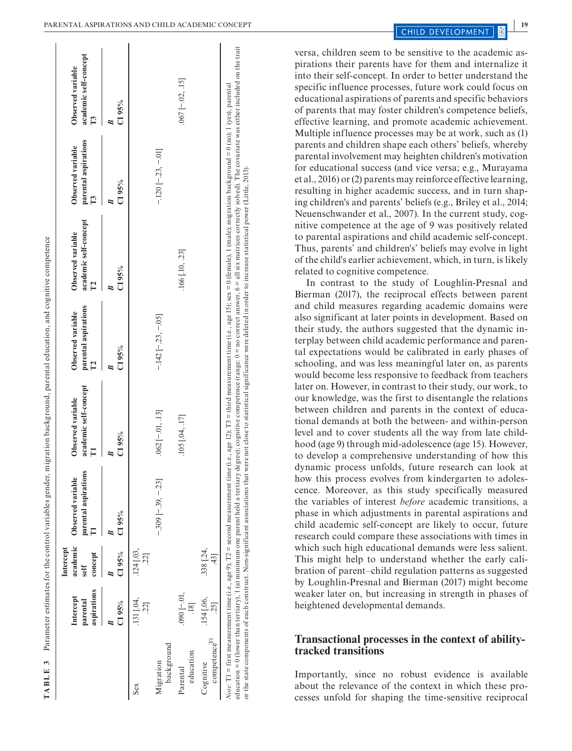**TABLE 3** Parameter estimates for the control variables gender, migration background, parental education, and cognitive competence

| | Intercept parental aspirations | Intercept academic self concept | Observed variable parental aspirations T1 | Observed variable academic self-concept T1 | Observed variable parental aspirations T2 | Observed variable academic self-concept T2 | Observed variable parental aspirations T3 | Observed variable academic self-concept T3 |
|---|---|---|---|---|---|---|---|---|
| | *B* CI 95% | *B* CI 95% | *B* CI 95% | *B* CI 95% | *B* CI 95% | *B* CI 95% | *B* CI 95% | *B* CI 95% |
| Sex | .131 [.04, .22] | .124 [.03, .22] | | | | | | |
| Migration background | | | −.309 [−.39, −.23] | .062 [−.01, .13] | −.142 [−.23, −.05] | | −.120 [−.23, −.01] | |
| Parental education | .090 [−.01, .18] | | | .105 [.04, .17] | | .166 [.10, .23] | | .067 [−.02, .15] |
| Cognitive competence[T1] | .154 [.06, .25] | .338 [.24, .43] | | | | | | |

*Note*: T1 = first measurement time (i.e., age 9); T2 = second measurement time (i.e., age 12); T3 = third measurement time (i.e., age 15); sex = 0 (female), 1 (male); migration background = 0 (no); 1 (yes), parental education = 0 (lower than tertiary), 1 (at minimum one parent held a tertiary degree); cognitive competence (range: 0 = no correct answer, 6 = all six matrices correctly solved). The covariate was either included on the trait or the state components of each construct. Non-significant associations that were not close to statistical significance were deleted in order to increase statistical power (Little, 2013).

versa, children seem to be sensitive to the academic aspirations their parents have for them and internalize it into their self-concept. In order to better understand the specific influence processes, future work could focus on educational aspirations of parents and specific behaviors of parents that may foster children's competence beliefs, effective learning, and promote academic achievement. Multiple influence processes may be at work, such as (1) parents and children shape each others' beliefs, whereby parental involvement may heighten children's motivation for educational success (and vice versa; e.g., Murayama et al., 2016) or (2) parents may reinforce effective learning, resulting in higher academic success, and in turn shaping children's and parents' beliefs (e.g., Briley et al., 2014; Neuenschwander et al., 2007). In the current study, cognitive competence at the age of 9 was positively related to parental aspirations and child academic self-concept. Thus, parents' and childrens's' beliefs may evolve in light of the child's earlier achievement, which, in turn, is likely related to cognitive competence.

In contrast to the study of Loughlin-Presnal and Bierman (2017), the reciprocal effects between parent and child measures regarding academic domains were also significant at later points in development. Based on their study, the authors suggested that the dynamic interplay between child academic performance and parental expectations would be calibrated in early phases of schooling, and was less meaningful later on, as parents would become less responsive to feedback from teachers later on. However, in contrast to their study, our work, to our knowledge, was the first to disentangle the relations between children and parents in the context of educational demands at both the between- and within-person level and to cover students all the way from late childhood (age 9) through mid-adolescence (age 15). However, to develop a comprehensive understanding of how this dynamic process unfolds, future research can look at how this process evolves from kindergarten to adolescence. Moreover, as this study specifically measured the variables of interest *before* academic transitions, a phase in which adjustments in parental aspirations and child academic self-concept are likely to occur, future research could compare these associations with times in which such high educational demands were less salient. This might help to understand whether the early calibration of parent–child regulation patterns as suggested by Loughlin-Presnal and Bierman (2017) might become weaker later on, but increasing in strength in phases of heightened developmental demands.

## Transactional processes in the context of ability-tracked transitions

Importantly, since no robust evidence is available about the relevance of the context in which these processes unfold for shaping the time-sensitive reciprocal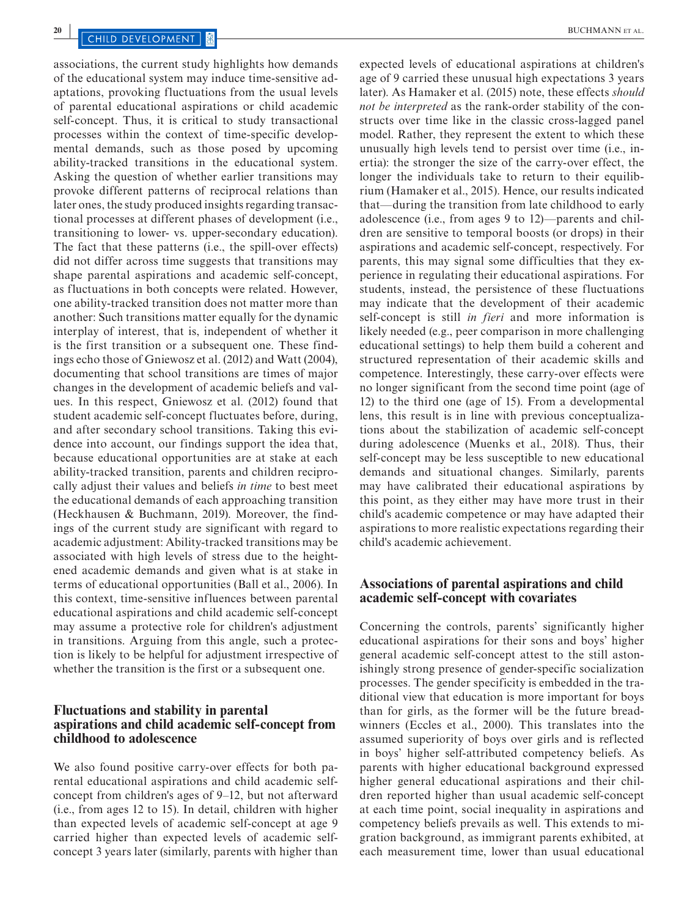associations, the current study highlights how demands of the educational system may induce time-sensitive adaptations, provoking fluctuations from the usual levels of parental educational aspirations or child academic self-concept. Thus, it is critical to study transactional processes within the context of time-specific developmental demands, such as those posed by upcoming ability-tracked transitions in the educational system. Asking the question of whether earlier transitions may provoke different patterns of reciprocal relations than later ones, the study produced insights regarding transactional processes at different phases of development (i.e., transitioning to lower- vs. upper-secondary education). The fact that these patterns (i.e., the spill-over effects) did not differ across time suggests that transitions may shape parental aspirations and academic self-concept, as fluctuations in both concepts were related. However, one ability-tracked transition does not matter more than another: Such transitions matter equally for the dynamic interplay of interest, that is, independent of whether it is the first transition or a subsequent one. These findings echo those of Gniewosz et al. (2012) and Watt (2004), documenting that school transitions are times of major changes in the development of academic beliefs and values. In this respect, Gniewosz et al. (2012) found that student academic self-concept fluctuates before, during, and after secondary school transitions. Taking this evidence into account, our findings support the idea that, because educational opportunities are at stake at each ability-tracked transition, parents and children reciprocally adjust their values and beliefs *in time* to best meet the educational demands of each approaching transition (Heckhausen & Buchmann, 2019). Moreover, the findings of the current study are significant with regard to academic adjustment: Ability-tracked transitions may be associated with high levels of stress due to the heightened academic demands and given what is at stake in terms of educational opportunities (Ball et al., 2006). In this context, time-sensitive influences between parental educational aspirations and child academic self-concept may assume a protective role for children's adjustment in transitions. Arguing from this angle, such a protection is likely to be helpful for adjustment irrespective of whether the transition is the first or a subsequent one.

## Fluctuations and stability in parental aspirations and child academic self-concept from childhood to adolescence

We also found positive carry-over effects for both parental educational aspirations and child academic self-concept from children's ages of 9–12, but not afterward (i.e., from ages 12 to 15). In detail, children with higher than expected levels of academic self-concept at age 9 carried higher than expected levels of academic self-concept 3 years later (similarly, parents with higher than expected levels of educational aspirations at children's age of 9 carried these unusual high expectations 3 years later). As Hamaker et al. (2015) note, these effects *should not be interpreted* as the rank-order stability of the constructs over time like in the classic cross-lagged panel model. Rather, they represent the extent to which these unusually high levels tend to persist over time (i.e., inertia): the stronger the size of the carry-over effect, the longer the individuals take to return to their equilibrium (Hamaker et al., 2015). Hence, our results indicated that—during the transition from late childhood to early adolescence (i.e., from ages 9 to 12)—parents and children are sensitive to temporal boosts (or drops) in their aspirations and academic self-concept, respectively. For parents, this may signal some difficulties that they experience in regulating their educational aspirations. For students, instead, the persistence of these fluctuations may indicate that the development of their academic self-concept is still *in fieri* and more information is likely needed (e.g., peer comparison in more challenging educational settings) to help them build a coherent and structured representation of their academic skills and competence. Interestingly, these carry-over effects were no longer significant from the second time point (age of 12) to the third one (age of 15). From a developmental lens, this result is in line with previous conceptualizations about the stabilization of academic self-concept during adolescence (Muenks et al., 2018). Thus, their self-concept may be less susceptible to new educational demands and situational changes. Similarly, parents may have calibrated their educational aspirations by this point, as they either may have more trust in their child's academic competence or may have adapted their aspirations to more realistic expectations regarding their child's academic achievement.

## Associations of parental aspirations and child academic self-concept with covariates

Concerning the controls, parents' significantly higher educational aspirations for their sons and boys' higher general academic self-concept attest to the still astonishingly strong presence of gender-specific socialization processes. The gender specificity is embedded in the traditional view that education is more important for boys than for girls, as the former will be the future breadwinners (Eccles et al., 2000). This translates into the assumed superiority of boys over girls and is reflected in boys' higher self-attributed competency beliefs. As parents with higher educational background expressed higher general educational aspirations and their children reported higher than usual academic self-concept at each time point, social inequality in aspirations and competency beliefs prevails as well. This extends to migration background, as immigrant parents exhibited, at each measurement time, lower than usual educational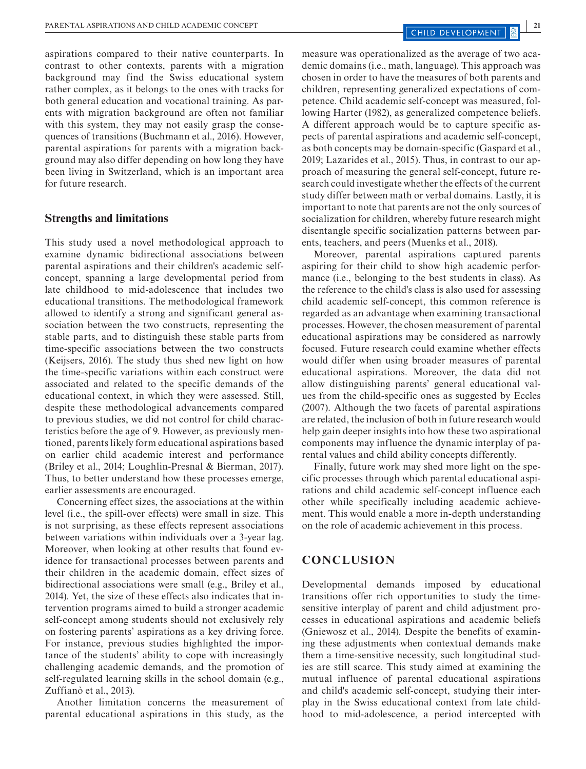aspirations compared to their native counterparts. In contrast to other contexts, parents with a migration background may find the Swiss educational system rather complex, as it belongs to the ones with tracks for both general education and vocational training. As parents with migration background are often not familiar with this system, they may not easily grasp the consequences of transitions (Buchmann et al., 2016). However, parental aspirations for parents with a migration background may also differ depending on how long they have been living in Switzerland, which is an important area for future research.

## Strengths and limitations

This study used a novel methodological approach to examine dynamic bidirectional associations between parental aspirations and their children's academic self-concept, spanning a large developmental period from late childhood to mid-adolescence that includes two educational transitions. The methodological framework allowed to identify a strong and significant general association between the two constructs, representing the stable parts, and to distinguish these stable parts from time-specific associations between the two constructs (Keijsers, 2016). The study thus shed new light on how the time-specific variations within each construct were associated and related to the specific demands of the educational context, in which they were assessed. Still, despite these methodological advancements compared to previous studies, we did not control for child characteristics before the age of 9. However, as previously mentioned, parents likely form educational aspirations based on earlier child academic interest and performance (Briley et al., 2014; Loughlin-Presnal & Bierman, 2017). Thus, to better understand how these processes emerge, earlier assessments are encouraged.

Concerning effect sizes, the associations at the within level (i.e., the spill-over effects) were small in size. This is not surprising, as these effects represent associations between variations within individuals over a 3-year lag. Moreover, when looking at other results that found evidence for transactional processes between parents and their children in the academic domain, effect sizes of bidirectional associations were small (e.g., Briley et al., 2014). Yet, the size of these effects also indicates that intervention programs aimed to build a stronger academic self-concept among students should not exclusively rely on fostering parents' aspirations as a key driving force. For instance, previous studies highlighted the importance of the students' ability to cope with increasingly challenging academic demands, and the promotion of self-regulated learning skills in the school domain (e.g., Zuffianò et al., 2013).

Another limitation concerns the measurement of parental educational aspirations in this study, as the measure was operationalized as the average of two academic domains (i.e., math, language). This approach was chosen in order to have the measures of both parents and children, representing generalized expectations of competence. Child academic self-concept was measured, following Harter (1982), as generalized competence beliefs. A different approach would be to capture specific aspects of parental aspirations and academic self-concept, as both concepts may be domain-specific (Gaspard et al., 2019; Lazarides et al., 2015). Thus, in contrast to our approach of measuring the general self-concept, future research could investigate whether the effects of the current study differ between math or verbal domains. Lastly, it is important to note that parents are not the only sources of socialization for children, whereby future research might disentangle specific socialization patterns between parents, teachers, and peers (Muenks et al., 2018).

Moreover, parental aspirations captured parents aspiring for their child to show high academic performance (i.e., belonging to the best students in class). As the reference to the child's class is also used for assessing child academic self-concept, this common reference is regarded as an advantage when examining transactional processes. However, the chosen measurement of parental educational aspirations may be considered as narrowly focused. Future research could examine whether effects would differ when using broader measures of parental educational aspirations. Moreover, the data did not allow distinguishing parents' general educational values from the child-specific ones as suggested by Eccles (2007). Although the two facets of parental aspirations are related, the inclusion of both in future research would help gain deeper insights into how these two aspirational components may influence the dynamic interplay of parental values and child ability concepts differently.

Finally, future work may shed more light on the specific processes through which parental educational aspirations and child academic self-concept influence each other while specifically including academic achievement. This would enable a more in-depth understanding on the role of academic achievement in this process.

# CONCLUSION

Developmental demands imposed by educational transitions offer rich opportunities to study the time-sensitive interplay of parent and child adjustment processes in educational aspirations and academic beliefs (Gniewosz et al., 2014). Despite the benefits of examining these adjustments when contextual demands make them a time-sensitive necessity, such longitudinal studies are still scarce. This study aimed at examining the mutual influence of parental educational aspirations and child's academic self-concept, studying their interplay in the Swiss educational context from late childhood to mid-adolescence, a period intercepted with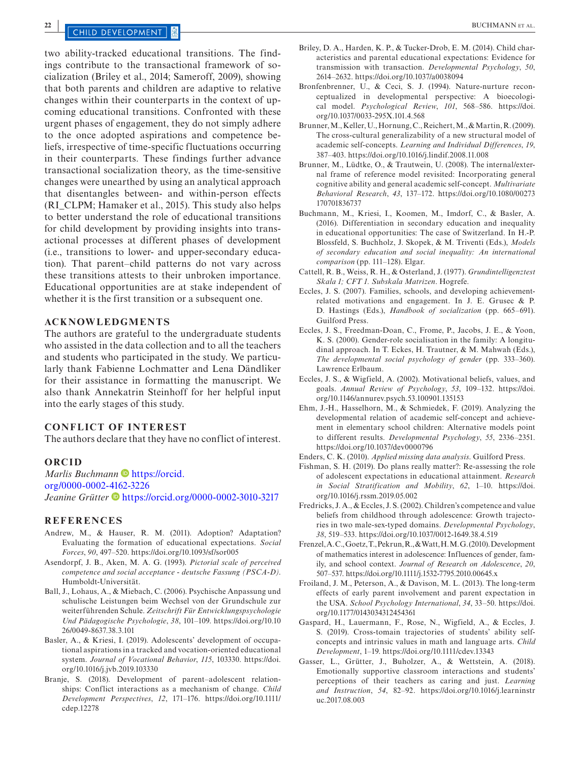two ability-tracked educational transitions. The findings contribute to the transactional framework of socialization (Briley et al., 2014; Sameroff, 2009), showing that both parents and children are adaptive to relative changes within their counterparts in the context of upcoming educational transitions. Confronted with these urgent phases of engagement, they do not simply adhere to the once adopted aspirations and competence beliefs, irrespective of time-specific fluctuations occurring in their counterparts. These findings further advance transactional socialization theory, as the time-sensitive changes were unearthed by using an analytical approach that disentangles between- and within-person effects (RI_CLPM; Hamaker et al., 2015). This study also helps to better understand the role of educational transitions for child development by providing insights into transactional processes at different phases of development (i.e., transitions to lower- and upper-secondary education). That parent–child patterns do not vary across these transitions attests to their unbroken importance. Educational opportunities are at stake independent of whether it is the first transition or a subsequent one.

## ACKNOWLEDGMENTS

The authors are grateful to the undergraduate students who assisted in the data collection and to all the teachers and students who participated in the study. We particularly thank Fabienne Lochmatter and Lena Dändliker for their assistance in formatting the manuscript. We also thank Annekatrin Steinhoff for her helpful input into the early stages of this study.

## CONFLICT OF INTEREST

The authors declare that they have no conflict of interest.

## ORCID

*Marlis Buchmann* https://orcid.org/0000-0002-4162-3226
*Jeanine Grütter* https://orcid.org/0000-0002-3010-3217

## REFERENCES

Andrew, M., & Hauser, R. M. (2011). Adoption? Adaptation? Evaluating the formation of educational expectations. *Social Forces*, *90*, 497–520. https://doi.org/10.1093/sf/sor005

Asendorpf, J. B., Aken, M. A. G. (1993). *Pictorial scale of perceived competence and social acceptance - deutsche Fassung (PSCA-D)*. Humboldt-Universität.

Ball, J., Lohaus, A., & Miebach, C. (2006). Psychische Anpassung und schulische Leistungen beim Wechsel von der Grundschule zur weiterführenden Schule. *Zeitschrift Für Entwicklungspsychologie Und Pädagogische Psychologie*, *38*, 101–109. https://doi.org/10.1026/0049-8637.38.3.101

Basler, A., & Kriesi, I. (2019). Adolescents' development of occupational aspirations in a tracked and vocation-oriented educational system. *Journal of Vocational Behavior*, *115*, 103330. https://doi.org/10.1016/j.jvb.2019.103330

Branje, S. (2018). Development of parent–adolescent relationships: Conflict interactions as a mechanism of change. *Child Development Perspectives*, *12*, 171–176. https://doi.org/10.1111/cdep.12278

Briley, D. A., Harden, K. P., & Tucker-Drob, E. M. (2014). Child characteristics and parental educational expectations: Evidence for transmission with transaction. *Developmental Psychology*, *50*, 2614–2632. https://doi.org/10.1037/a0038094

Bronfenbrenner, U., & Ceci, S. J. (1994). Nature-nurture reconceptualized in developmental perspective: A bioecological model. *Psychological Review*, *101*, 568–586. https://doi.org/10.1037/0033-295X.101.4.568

Brunner, M., Keller, U., Hornung, C., Reichert, M., & Martin, R. (2009). The cross-cultural generalizability of a new structural model of academic self-concepts. *Learning and Individual Differences*, *19*, 387–403. https://doi.org/10.1016/j.lindif.2008.11.008

Brunner, M., Lüdtke, O., & Trautwein, U. (2008). The internal/external frame of reference model revisited: Incorporating general cognitive ability and general academic self-concept. *Multivariate Behavioral Research*, *43*, 137–172. https://doi.org/10.1080/00273170701836737

Buchmann, M., Kriesi, I., Koomen, M., Imdorf, C., & Basler, A. (2016). Differentiation in secondary education and inequality in educational opportunities: The case of Switzerland. In H.-P. Blossfeld, S. Buchholz, J. Skopek, & M. Triventi (Eds.), *Models of secondary education and social inequality: An international comparison* (pp. 111–128). Elgar.

Cattell, R. B., Weiss, R. H., & Osterland, J. (1977). *Grundintelligenztest Skala 1; CFT 1. Subskala Matrizen*. Hogrefe.

Eccles, J. S. (2007). Families, schools, and developing achievement-related motivations and engagement. In J. E. Grusec & P. D. Hastings (Eds.), *Handbook of socialization* (pp. 665–691). Guilford Press.

Eccles, J. S., Freedman-Doan, C., Frome, P., Jacobs, J. E., & Yoon, K. S. (2000). Gender-role socialisation in the family: A longitudinal approach. In T. Eckes, H. Trautner, & M. Mahwah (Eds.), *The developmental social psychology of gender* (pp. 333–360). Lawrence Erlbaum.

Eccles, J. S., & Wigfield, A. (2002). Motivational beliefs, values, and goals. *Annual Review of Psychology*, *53*, 109–132. https://doi.org/10.1146/annurev.psych.53.100901.135153

Ehm, J.-H., Hasselhorn, M., & Schmiedek, F. (2019). Analyzing the developmental relation of academic self-concept and achievement in elementary school children: Alternative models point to different results. *Developmental Psychology*, *55*, 2336–2351. https://doi.org/10.1037/dev0000796

Enders, C. K. (2010). *Applied missing data analysis*. Guilford Press.

Fishman, S. H. (2019). Do plans really matter?: Re-assessing the role of adolescent expectations in educational attainment. *Research in Social Stratification and Mobility*, *62*, 1–10. https://doi.org/10.1016/j.rssm.2019.05.002

Fredricks, J. A., & Eccles, J. S. (2002). Children's competence and value beliefs from childhood through adolescence: Growth trajectories in two male-sex-typed domains. *Developmental Psychology*, *38*, 519–533. https://doi.org/10.1037/0012-1649.38.4.519

Frenzel, A. C., Goetz, T., Pekrun, R., & Watt, H. M. G. (2010). Development of mathematics interest in adolescence: Influences of gender, family, and school context. *Journal of Research on Adolescence*, *20*, 507–537. https://doi.org/10.1111/j.1532-7795.2010.00645.x

Froiland, J. M., Peterson, A., & Davison, M. L. (2013). The long-term effects of early parent involvement and parent expectation in the USA. *School Psychology International*, *34*, 33–50. https://doi.org/10.1177/0143034312454361

Gaspard, H., Lauermann, F., Rose, N., Wigfield, A., & Eccles, J. S. (2019). Cross-tomain trajectories of students' ability self-concepts and intrinsic values in math and language arts. *Child Development*, 1–19. https://doi.org/10.1111/cdev.13343

Gasser, L., Grütter, J., Buholzer, A., & Wettstein, A. (2018). Emotionally supportive classroom interactions and students' perceptions of their teachers as caring and just. *Learning and Instruction*, *54*, 82–92. https://doi.org/10.1016/j.learninstruc.2017.08.003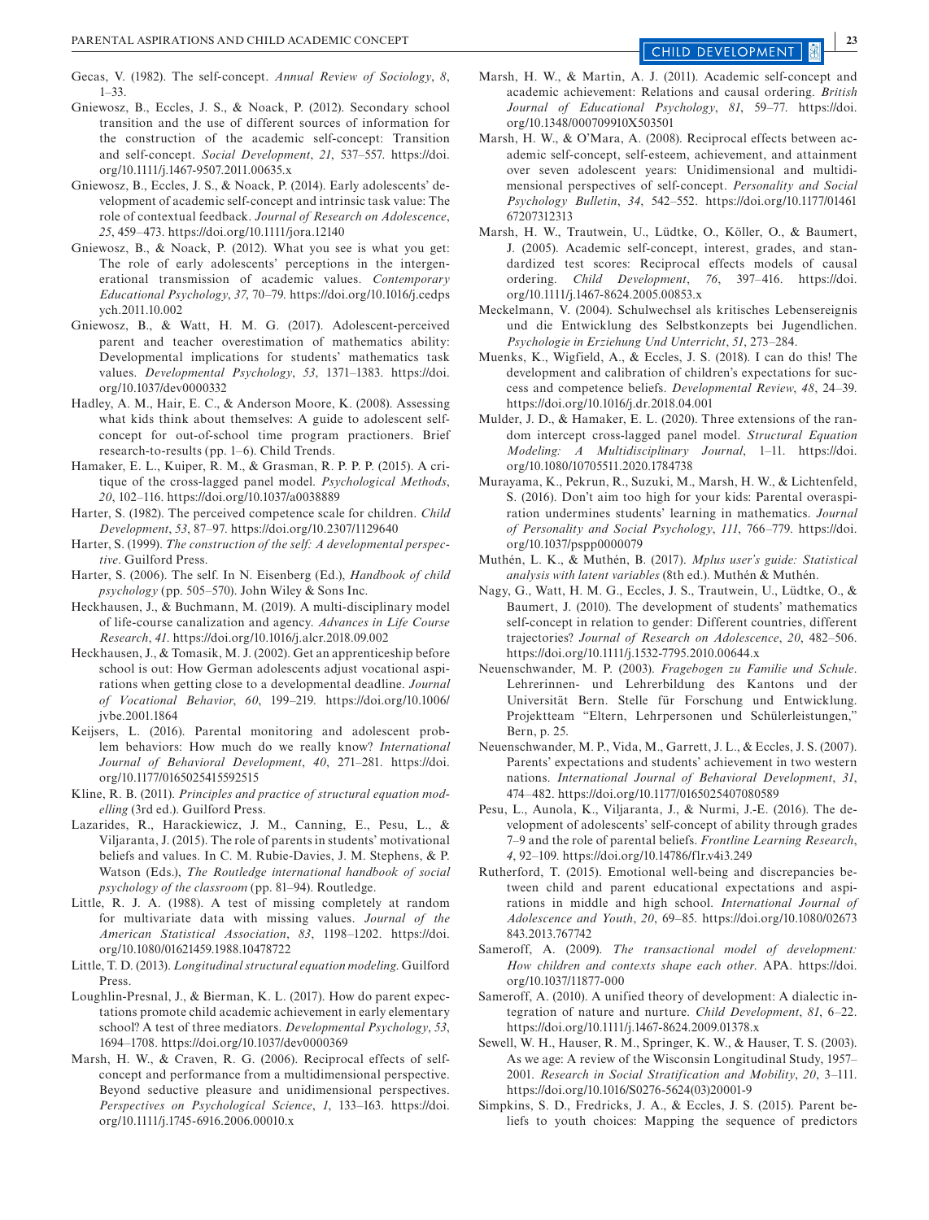Gecas, V. (1982). The self-concept. *Annual Review of Sociology*, *8*, 1–33.

Gniewosz, B., Eccles, J. S., & Noack, P. (2012). Secondary school transition and the use of different sources of information for the construction of the academic self-concept: Transition and self-concept. *Social Development*, *21*, 537–557. https://doi.org/10.1111/j.1467-9507.2011.00635.x

Gniewosz, B., Eccles, J. S., & Noack, P. (2014). Early adolescents' development of academic self-concept and intrinsic task value: The role of contextual feedback. *Journal of Research on Adolescence*, *25*, 459–473. https://doi.org/10.1111/jora.12140

Gniewosz, B., & Noack, P. (2012). What you see is what you get: The role of early adolescents' perceptions in the intergenerational transmission of academic values. *Contemporary Educational Psychology*, *37*, 70–79. https://doi.org/10.1016/j.cedpsych.2011.10.002

Gniewosz, B., & Watt, H. M. G. (2017). Adolescent-perceived parent and teacher overestimation of mathematics ability: Developmental implications for students' mathematics task values. *Developmental Psychology*, *53*, 1371–1383. https://doi.org/10.1037/dev0000332

Hadley, A. M., Hair, E. C., & Anderson Moore, K. (2008). Assessing what kids think about themselves: A guide to adolescent self-concept for out-of-school time program practioners. Brief research-to-results (pp. 1–6). Child Trends.

Hamaker, E. L., Kuiper, R. M., & Grasman, R. P. P. P. (2015). A critique of the cross-lagged panel model. *Psychological Methods*, *20*, 102–116. https://doi.org/10.1037/a0038889

Harter, S. (1982). The perceived competence scale for children. *Child Development*, *53*, 87–97. https://doi.org/10.2307/1129640

Harter, S. (1999). *The construction of the self: A developmental perspective*. Guilford Press.

Harter, S. (2006). The self. In N. Eisenberg (Ed.), *Handbook of child psychology* (pp. 505–570). John Wiley & Sons Inc.

Heckhausen, J., & Buchmann, M. (2019). A multi-disciplinary model of life-course canalization and agency. *Advances in Life Course Research*, *41*. https://doi.org/10.1016/j.alcr.2018.09.002

Heckhausen, J., & Tomasik, M. J. (2002). Get an apprenticeship before school is out: How German adolescents adjust vocational aspirations when getting close to a developmental deadline. *Journal of Vocational Behavior*, *60*, 199–219. https://doi.org/10.1006/jvbe.2001.1864

Keijsers, L. (2016). Parental monitoring and adolescent problem behaviors: How much do we really know? *International Journal of Behavioral Development*, *40*, 271–281. https://doi.org/10.1177/0165025415592515

Kline, R. B. (2011). *Principles and practice of structural equation modelling* (3rd ed.). Guilford Press.

Lazarides, R., Harackiewicz, J. M., Canning, E., Pesu, L., & Viljaranta, J. (2015). The role of parents in students' motivational beliefs and values. In C. M. Rubie-Davies, J. M. Stephens, & P. Watson (Eds.), *The Routledge international handbook of social psychology of the classroom* (pp. 81–94). Routledge.

Little, R. J. A. (1988). A test of missing completely at random for multivariate data with missing values. *Journal of the American Statistical Association*, *83*, 1198–1202. https://doi.org/10.1080/01621459.1988.10478722

Little, T. D. (2013). *Longitudinal structural equation modeling*. Guilford Press.

Loughlin-Presnal, J., & Bierman, K. L. (2017). How do parent expectations promote child academic achievement in early elementary school? A test of three mediators. *Developmental Psychology*, *53*, 1694–1708. https://doi.org/10.1037/dev0000369

Marsh, H. W., & Craven, R. G. (2006). Reciprocal effects of self-concept and performance from a multidimensional perspective. Beyond seductive pleasure and unidimensional perspectives. *Perspectives on Psychological Science*, *1*, 133–163. https://doi.org/10.1111/j.1745-6916.2006.00010.x

Marsh, H. W., & Martin, A. J. (2011). Academic self-concept and academic achievement: Relations and causal ordering. *British Journal of Educational Psychology*, *81*, 59–77. https://doi.org/10.1348/000709910X503501

Marsh, H. W., & O'Mara, A. (2008). Reciprocal effects between academic self-concept, self-esteem, achievement, and attainment over seven adolescent years: Unidimensional and multidimensional perspectives of self-concept. *Personality and Social Psychology Bulletin*, *34*, 542–552. https://doi.org/10.1177/0146167207312313

Marsh, H. W., Trautwein, U., Lüdtke, O., Köller, O., & Baumert, J. (2005). Academic self-concept, interest, grades, and standardized test scores: Reciprocal effects models of causal ordering. *Child Development*, *76*, 397–416. https://doi.org/10.1111/j.1467-8624.2005.00853.x

Meckelmann, V. (2004). Schulwechsel als kritisches Lebensereignis und die Entwicklung des Selbstkonzepts bei Jugendlichen. *Psychologie in Erziehung Und Unterricht*, *51*, 273–284.

Muenks, K., Wigfield, A., & Eccles, J. S. (2018). I can do this! The development and calibration of children's expectations for success and competence beliefs. *Developmental Review*, *48*, 24–39. https://doi.org/10.1016/j.dr.2018.04.001

Mulder, J. D., & Hamaker, E. L. (2020). Three extensions of the random intercept cross-lagged panel model. *Structural Equation Modeling: A Multidisciplinary Journal*, 1–11. https://doi.org/10.1080/10705511.2020.1784738

Murayama, K., Pekrun, R., Suzuki, M., Marsh, H. W., & Lichtenfeld, S. (2016). Don't aim too high for your kids: Parental overaspiration undermines students' learning in mathematics. *Journal of Personality and Social Psychology*, *111*, 766–779. https://doi.org/10.1037/pspp0000079

Muthén, L. K., & Muthén, B. (2017). *Mplus user's guide: Statistical analysis with latent variables* (8th ed.). Muthén & Muthén.

Nagy, G., Watt, H. M. G., Eccles, J. S., Trautwein, U., Lüdtke, O., & Baumert, J. (2010). The development of students' mathematics self-concept in relation to gender: Different countries, different trajectories? *Journal of Research on Adolescence*, *20*, 482–506. https://doi.org/10.1111/j.1532-7795.2010.00644.x

Neuenschwander, M. P. (2003). *Fragebogen zu Familie und Schule*. Lehrerinnen- und Lehrerbildung des Kantons und der Universität Bern. Stelle für Forschung und Entwicklung. Projektteam "Eltern, Lehrpersonen und Schülerleistungen," Bern, p. 25.

Neuenschwander, M. P., Vida, M., Garrett, J. L., & Eccles, J. S. (2007). Parents' expectations and students' achievement in two western nations. *International Journal of Behavioral Development*, *31*, 474–482. https://doi.org/10.1177/0165025407080589

Pesu, L., Aunola, K., Viljaranta, J., & Nurmi, J.-E. (2016). The development of adolescents' self-concept of ability through grades 7–9 and the role of parental beliefs. *Frontline Learning Research*, *4*, 92–109. https://doi.org/10.14786/flr.v4i3.249

Rutherford, T. (2015). Emotional well-being and discrepancies between child and parent educational expectations and aspirations in middle and high school. *International Journal of Adolescence and Youth*, *20*, 69–85. https://doi.org/10.1080/02673843.2013.767742

Sameroff, A. (2009). *The transactional model of development: How children and contexts shape each other*. APA. https://doi.org/10.1037/11877-000

Sameroff, A. (2010). A unified theory of development: A dialectic integration of nature and nurture. *Child Development*, *81*, 6–22. https://doi.org/10.1111/j.1467-8624.2009.01378.x

Sewell, W. H., Hauser, R. M., Springer, K. W., & Hauser, T. S. (2003). As we age: A review of the Wisconsin Longitudinal Study, 1957–2001. *Research in Social Stratification and Mobility*, *20*, 3–111. https://doi.org/10.1016/S0276-5624(03)20001-9

Simpkins, S. D., Fredricks, J. A., & Eccles, J. S. (2015). Parent beliefs to youth choices: Mapping the sequence of predictors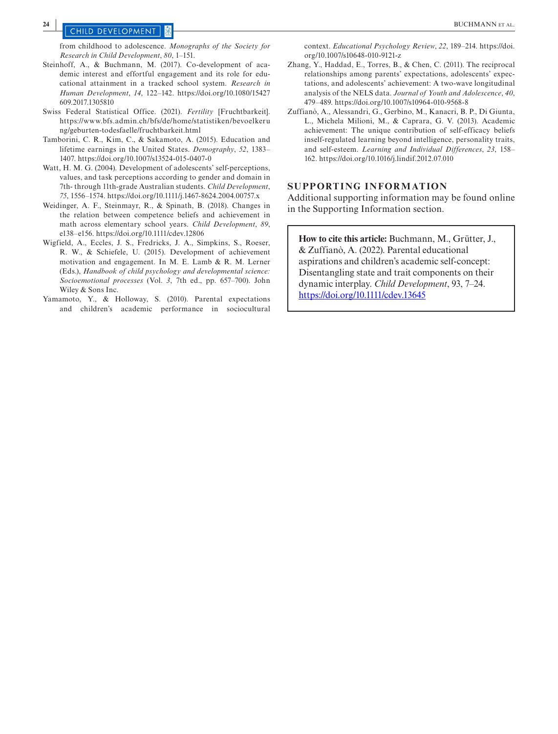from childhood to adolescence. *Monographs of the Society for Research in Child Development*, *80*, 1–151.

Steinhoff, A., & Buchmann, M. (2017). Co-development of academic interest and effortful engagement and its role for educational attainment in a tracked school system. *Research in Human Development*, *14*, 122–142. https://doi.org/10.1080/15427609.2017.1305810

Swiss Federal Statistical Office. (2021). *Fertility* [Fruchtbarkeit]. https://www.bfs.admin.ch/bfs/de/home/statistiken/bevoelkerung/geburten-todesfaelle/fruchtbarkeit.html

Tamborini, C. R., Kim, C., & Sakamoto, A. (2015). Education and lifetime earnings in the United States. *Demography*, *52*, 1383–1407. https://doi.org/10.1007/s13524-015-0407-0

Watt, H. M. G. (2004). Development of adolescents' self-perceptions, values, and task perceptions according to gender and domain in 7th- through 11th-grade Australian students. *Child Development*, *75*, 1556–1574. https://doi.org/10.1111/j.1467-8624.2004.00757.x

Weidinger, A. F., Steinmayr, R., & Spinath, B. (2018). Changes in the relation between competence beliefs and achievement in math across elementary school years. *Child Development*, *89*, e138–e156. https://doi.org/10.1111/cdev.12806

Wigfield, A., Eccles, J. S., Fredricks, J. A., Simpkins, S., Roeser, R. W., & Schiefele, U. (2015). Development of achievement motivation and engagement. In M. E. Lamb & R. M. Lerner (Eds.), *Handbook of child psychology and developmental science: Socioemotional processes* (Vol. *3*, 7th ed., pp. 657–700). John Wiley & Sons Inc.

Yamamoto, Y., & Holloway, S. (2010). Parental expectations and children's academic performance in sociocultural context. *Educational Psychology Review*, *22*, 189–214. https://doi.org/10.1007/s10648-010-9121-z

Zhang, Y., Haddad, E., Torres, B., & Chen, C. (2011). The reciprocal relationships among parents' expectations, adolescents' expectations, and adolescents' achievement: A two-wave longitudinal analysis of the NELS data. *Journal of Youth and Adolescence*, *40*, 479–489. https://doi.org/10.1007/s10964-010-9568-8

Zuffianò, A., Alessandri, G., Gerbino, M., Kanacri, B. P., Di Giunta, L., Michela Milioni, M., & Caprara, G. V. (2013). Academic achievement: The unique contribution of self-efficacy beliefs inself-regulated learning beyond intelligence, personality traits, and self-esteem. *Learning and Individual Differences*, *23*, 158–162. https://doi.org/10.1016/j.lindif.2012.07.010

## SUPPORTING INFORMATION

Additional supporting information may be found online in the Supporting Information section.

**How to cite this article:** Buchmann, M., Grütter, J., & Zuffianò, A. (2022). Parental educational aspirations and children's academic self-concept: Disentangling state and trait components on their dynamic interplay. *Child Development*, 93, 7–24. https://doi.org/10.1111/cdev.13645